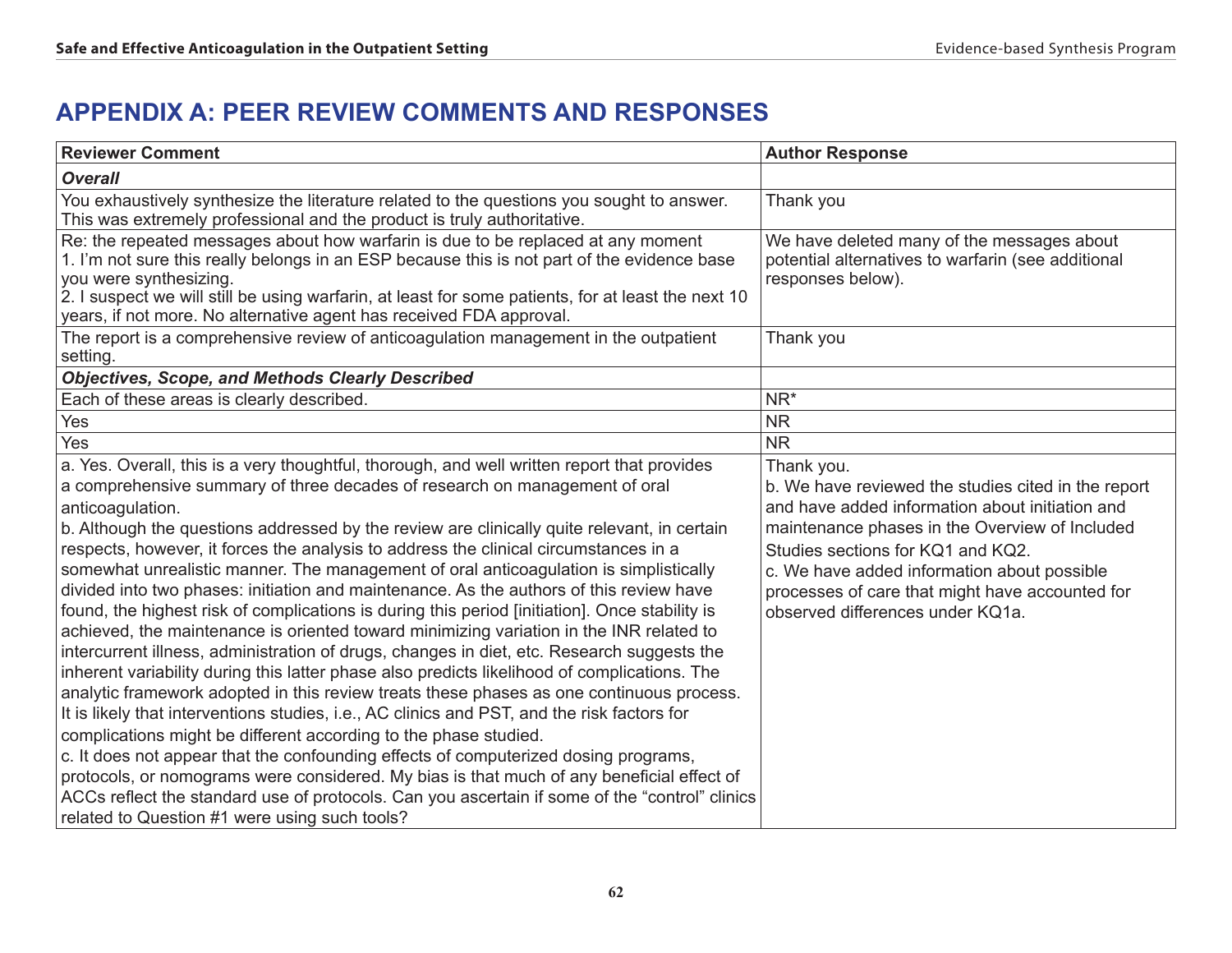# APPENDIX A: PEER REVIEW COMMENTS AND RESPONSES

| Reviewer Comment | Author Response |
|---|---|
| ***Overall*** | |
| You exhaustively synthesize the literature related to the questions you sought to answer. This was extremely professional and the product is truly authoritative. | Thank you |
| Re: the repeated messages about how warfarin is due to be replaced at any moment<br>1. I'm not sure this really belongs in an ESP because this is not part of the evidence base you were synthesizing.<br>2. I suspect we will still be using warfarin, at least for some patients, for at least the next 10 years, if not more. No alternative agent has received FDA approval. | We have deleted many of the messages about potential alternatives to warfarin (see additional responses below). |
| The report is a comprehensive review of anticoagulation management in the outpatient setting. | Thank you |
| ***Objectives, Scope, and Methods Clearly Described*** | |
| Each of these areas is clearly described. | NR* |
| Yes | NR |
| Yes | NR |
| a. Yes. Overall, this is a very thoughtful, thorough, and well written report that provides a comprehensive summary of three decades of research on management of oral anticoagulation.<br>b. Although the questions addressed by the review are clinically quite relevant, in certain respects, however, it forces the analysis to address the clinical circumstances in a somewhat unrealistic manner. The management of oral anticoagulation is simplistically divided into two phases: initiation and maintenance. As the authors of this review have found, the highest risk of complications is during this period [initiation]. Once stability is achieved, the maintenance is oriented toward minimizing variation in the INR related to intercurrent illness, administration of drugs, changes in diet, etc. Research suggests the inherent variability during this latter phase also predicts likelihood of complications. The analytic framework adopted in this review treats these phases as one continuous process. It is likely that interventions studies, i.e., AC clinics and PST, and the risk factors for complications might be different according to the phase studied.<br>c. It does not appear that the confounding effects of computerized dosing programs, protocols, or nomograms were considered. My bias is that much of any beneficial effect of ACCs reflect the standard use of protocols. Can you ascertain if some of the "control" clinics related to Question #1 were using such tools? | Thank you.<br>b. We have reviewed the studies cited in the report and have added information about initiation and maintenance phases in the Overview of Included Studies sections for KQ1 and KQ2.<br>c. We have added information about possible processes of care that might have accounted for observed differences under KQ1a. |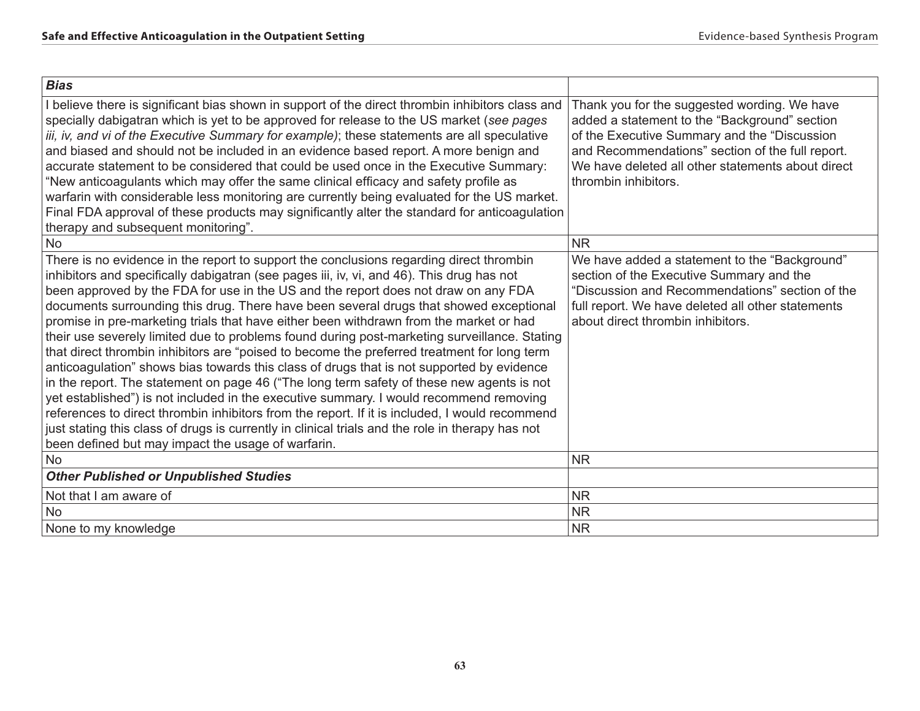| | |
|---|---|
| ***Bias*** | |
| I believe there is significant bias shown in support of the direct thrombin inhibitors class and specially dabigatran which is yet to be approved for release to the US market (*see pages iii, iv, and vi of the Executive Summary for example)*; these statements are all speculative and biased and should not be included in an evidence based report. A more benign and accurate statement to be considered that could be used once in the Executive Summary: "New anticoagulants which may offer the same clinical efficacy and safety profile as warfarin with considerable less monitoring are currently being evaluated for the US market. Final FDA approval of these products may significantly alter the standard for anticoagulation therapy and subsequent monitoring". | Thank you for the suggested wording. We have added a statement to the "Background" section of the Executive Summary and the "Discussion and Recommendations" section of the full report. We have deleted all other statements about direct thrombin inhibitors. |
| No | NR |
| There is no evidence in the report to support the conclusions regarding direct thrombin inhibitors and specifically dabigatran (see pages iii, iv, vi, and 46). This drug has not been approved by the FDA for use in the US and the report does not draw on any FDA documents surrounding this drug. There have been several drugs that showed exceptional promise in pre-marketing trials that have either been withdrawn from the market or had their use severely limited due to problems found during post-marketing surveillance. Stating that direct thrombin inhibitors are "poised to become the preferred treatment for long term anticoagulation" shows bias towards this class of drugs that is not supported by evidence in the report. The statement on page 46 ("The long term safety of these new agents is not yet established") is not included in the executive summary. I would recommend removing references to direct thrombin inhibitors from the report. If it is included, I would recommend just stating this class of drugs is currently in clinical trials and the role in therapy has not been defined but may impact the usage of warfarin. | We have added a statement to the "Background" section of the Executive Summary and the "Discussion and Recommendations" section of the full report. We have deleted all other statements about direct thrombin inhibitors. |
| No | NR |
| ***Other Published or Unpublished Studies*** | |
| Not that I am aware of | NR |
| No | NR |
| None to my knowledge | NR |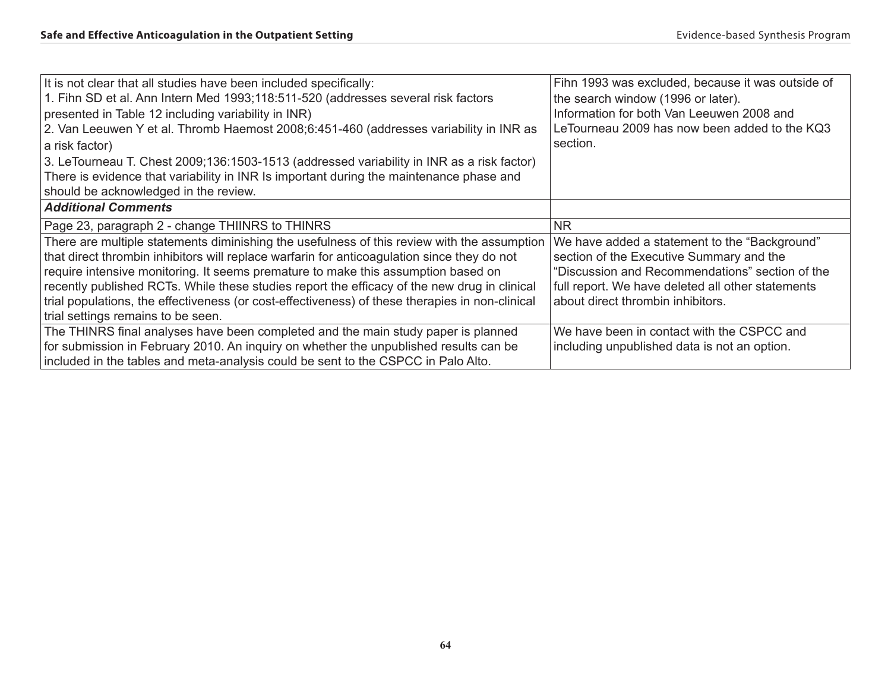| | |
|---|---|
| It is not clear that all studies have been included specifically:<br>1. Fihn SD et al. Ann Intern Med 1993;118:511-520 (addresses several risk factors presented in Table 12 including variability in INR)<br>2. Van Leeuwen Y et al. Thromb Haemost 2008;6:451-460 (addresses variability in INR as a risk factor)<br>3. LeTourneau T. Chest 2009;136:1503-1513 (addressed variability in INR as a risk factor)<br>There is evidence that variability in INR Is important during the maintenance phase and should be acknowledged in the review. | Fihn 1993 was excluded, because it was outside of the search window (1996 or later).<br>Information for both Van Leeuwen 2008 and LeTourneau 2009 has now been added to the KQ3 section. |
| ***Additional Comments*** | |
| Page 23, paragraph 2 - change THIINRS to THINRS | NR |
| There are multiple statements diminishing the usefulness of this review with the assumption that direct thrombin inhibitors will replace warfarin for anticoagulation since they do not require intensive monitoring. It seems premature to make this assumption based on recently published RCTs. While these studies report the efficacy of the new drug in clinical trial populations, the effectiveness (or cost-effectiveness) of these therapies in non-clinical trial settings remains to be seen. | We have added a statement to the "Background" section of the Executive Summary and the "Discussion and Recommendations" section of the full report. We have deleted all other statements about direct thrombin inhibitors. |
| The THINRS final analyses have been completed and the main study paper is planned for submission in February 2010. An inquiry on whether the unpublished results can be included in the tables and meta-analysis could be sent to the CSPCC in Palo Alto. | We have been in contact with the CSPCC and including unpublished data is not an option. |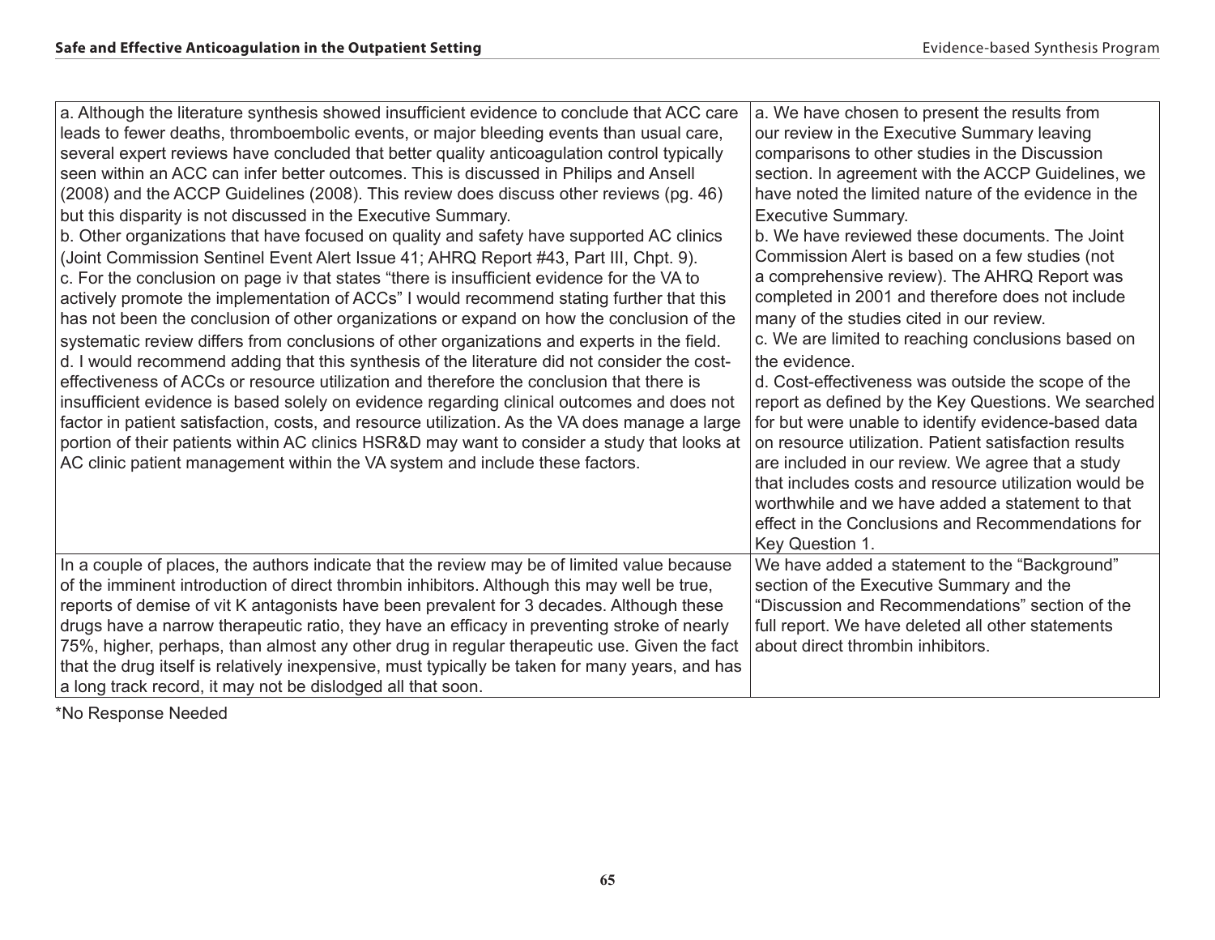| | |
|---|---|
| a. Although the literature synthesis showed insufficient evidence to conclude that ACC care leads to fewer deaths, thromboembolic events, or major bleeding events than usual care, several expert reviews have concluded that better quality anticoagulation control typically seen within an ACC can infer better outcomes. This is discussed in Philips and Ansell (2008) and the ACCP Guidelines (2008). This review does discuss other reviews (pg. 46) but this disparity is not discussed in the Executive Summary.<br>b. Other organizations that have focused on quality and safety have supported AC clinics (Joint Commission Sentinel Event Alert Issue 41; AHRQ Report #43, Part III, Chpt. 9).<br>c. For the conclusion on page iv that states "there is insufficient evidence for the VA to actively promote the implementation of ACCs" I would recommend stating further that this has not been the conclusion of other organizations or expand on how the conclusion of the systematic review differs from conclusions of other organizations and experts in the field.<br>d. I would recommend adding that this synthesis of the literature did not consider the cost-effectiveness of ACCs or resource utilization and therefore the conclusion that there is insufficient evidence is based solely on evidence regarding clinical outcomes and does not factor in patient satisfaction, costs, and resource utilization. As the VA does manage a large portion of their patients within AC clinics HSR&D may want to consider a study that looks at AC clinic patient management within the VA system and include these factors. | a. We have chosen to present the results from our review in the Executive Summary leaving comparisons to other studies in the Discussion section. In agreement with the ACCP Guidelines, we have noted the limited nature of the evidence in the Executive Summary.<br>b. We have reviewed these documents. The Joint Commission Alert is based on a few studies (not a comprehensive review). The AHRQ Report was completed in 2001 and therefore does not include many of the studies cited in our review.<br>c. We are limited to reaching conclusions based on the evidence.<br>d. Cost-effectiveness was outside the scope of the report as defined by the Key Questions. We searched for but were unable to identify evidence-based data on resource utilization. Patient satisfaction results are included in our review. We agree that a study that includes costs and resource utilization would be worthwhile and we have added a statement to that effect in the Conclusions and Recommendations for Key Question 1. |
| In a couple of places, the authors indicate that the review may be of limited value because of the imminent introduction of direct thrombin inhibitors. Although this may well be true, reports of demise of vit K antagonists have been prevalent for 3 decades. Although these drugs have a narrow therapeutic ratio, they have an efficacy in preventing stroke of nearly 75%, higher, perhaps, than almost any other drug in regular therapeutic use. Given the fact that the drug itself is relatively inexpensive, must typically be taken for many years, and has a long track record, it may not be dislodged all that soon. | We have added a statement to the "Background" section of the Executive Summary and the "Discussion and Recommendations" section of the full report. We have deleted all other statements about direct thrombin inhibitors. |

*No Response Needed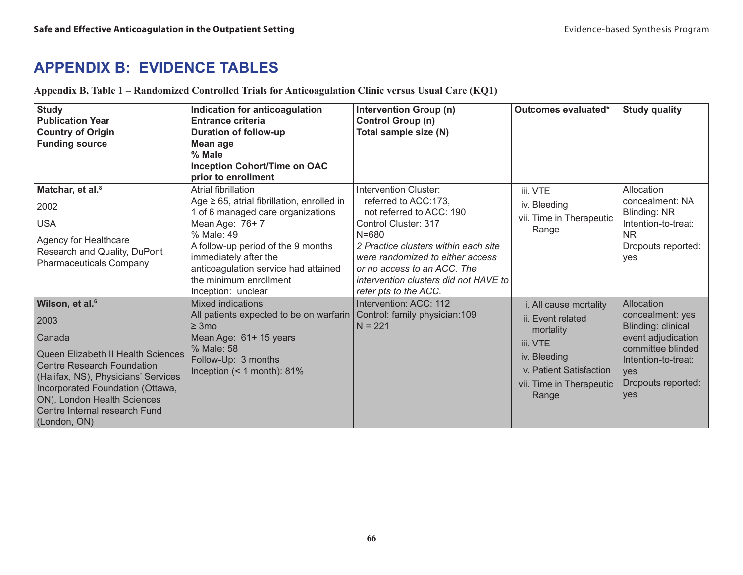# APPENDIX B: EVIDENCE TABLES

**Appendix B, Table 1 – Randomized Controlled Trials for Anticoagulation Clinic versus Usual Care (KQ1)**

| Study<br>Publication Year<br>Country of Origin<br>Funding source | Indication for anticoagulation<br>Entrance criteria<br>Duration of follow-up<br>Mean age<br>% Male<br>Inception Cohort/Time on OAC prior to enrollment | Intervention Group (n)<br>Control Group (n)<br>Total sample size (N) | Outcomes evaluated* | Study quality |
|---|---|---|---|---|
| **Matchar, et al.[8]**<br>2002<br>USA<br>Agency for Healthcare Research and Quality, DuPont Pharmaceuticals Company | Atrial fibrillation<br>Age ≥ 65, atrial fibrillation, enrolled in 1 of 6 managed care organizations<br>Mean Age: 76+ 7<br>% Male: 49<br>A follow-up period of the 9 months immediately after the anticoagulation service had attained the minimum enrollment<br>Inception: unclear | Intervention Cluster:<br>referred to ACC:173,<br>not referred to ACC: 190<br>Control Cluster: 317<br>N=680<br>*2 Practice clusters within each site were randomized to either access or no access to an ACC. The intervention clusters did not HAVE to refer pts to the ACC.* | iii. VTE<br>iv. Bleeding<br>vii. Time in Therapeutic Range | Allocation concealment: NA<br>Blinding: NR<br>Intention-to-treat: NR<br>Dropouts reported: yes |
| **Wilson, et al.[6]**<br>2003<br>Canada<br>Queen Elizabeth II Health Sciences Centre Research Foundation (Halifax, NS), Physicians' Services Incorporated Foundation (Ottawa, ON), London Health Sciences Centre Internal research Fund (London, ON) | Mixed indications<br>All patients expected to be on warfarin ≥ 3mo<br>Mean Age: 61+ 15 years<br>% Male: 58<br>Follow-Up: 3 months<br>Inception (< 1 month): 81% | Intervention: ACC: 112<br>Control: family physician:109<br>N = 221 | i. All cause mortality<br>ii. Event related mortality<br>iii. VTE<br>iv. Bleeding<br>v. Patient Satisfaction<br>vii. Time in Therapeutic Range | Allocation concealment: yes<br>Blinding: clinical event adjudication committee blinded<br>Intention-to-treat: yes<br>Dropouts reported: yes |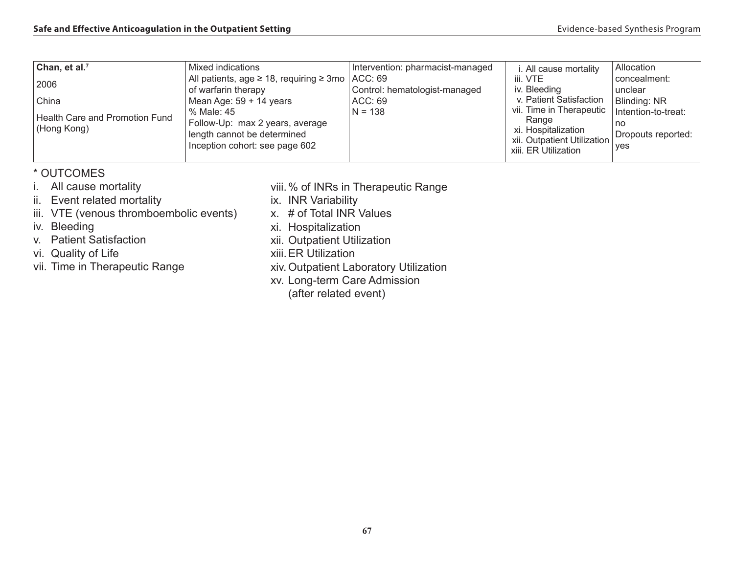| Chan, et al.[7]<br>2006<br>China<br>Health Care and Promotion Fund (Hong Kong) | Mixed indications<br>All patients, age ≥ 18, requiring ≥ 3mo of warfarin therapy<br>Mean Age: 59 + 14 years<br>% Male: 45<br>Follow-Up: max 2 years, average length cannot be determined<br>Inception cohort: see page 602 | Intervention: pharmacist-managed ACC: 69<br>Control: hematologist-managed ACC: 69<br>N = 138 | i. All cause mortality<br>iii. VTE<br>iv. Bleeding<br>v. Patient Satisfaction<br>vii. Time in Therapeutic Range<br>xi. Hospitalization<br>xii. Outpatient Utilization<br>xiii. ER Utilization | Allocation concealment: unclear<br>Blinding: NR<br>Intention-to-treat: no<br>Dropouts reported: yes |
|---|---|---|---|---|

\* OUTCOMES

i. All cause mortality
ii. Event related mortality
iii. VTE (venous thromboembolic events)
iv. Bleeding
v. Patient Satisfaction
vi. Quality of Life
vii. Time in Therapeutic Range
viii. % of INRs in Therapeutic Range
ix. INR Variability
x. # of Total INR Values
xi. Hospitalization
xii. Outpatient Utilization
xiii. ER Utilization
xiv. Outpatient Laboratory Utilization
xv. Long-term Care Admission (after related event)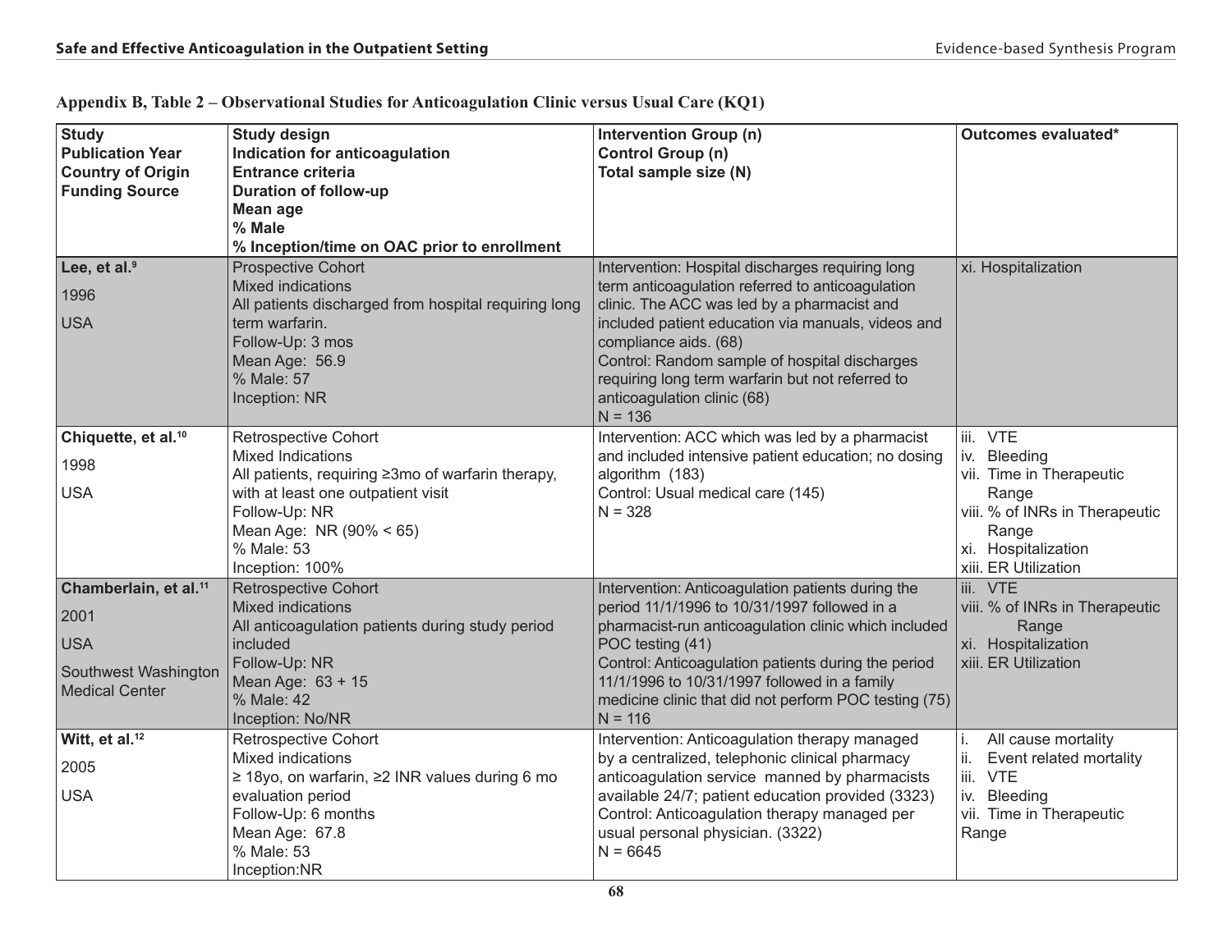**Appendix B, Table 2 – Observational Studies for Anticoagulation Clinic versus Usual Care (KQ1)**

| Study<br>Publication Year<br>Country of Origin<br>Funding Source | Study design<br>Indication for anticoagulation<br>Entrance criteria<br>Duration of follow-up<br>Mean age<br>% Male<br>% Inception/time on OAC prior to enrollment | Intervention Group (n)<br>Control Group (n)<br>Total sample size (N) | Outcomes evaluated* |
|---|---|---|---|
| **Lee, et al.**[9]<br>1996<br>USA | Prospective Cohort<br>Mixed indications<br>All patients discharged from hospital requiring long term warfarin.<br>Follow-Up: 3 mos<br>Mean Age: 56.9<br>% Male: 57<br>Inception: NR | Intervention: Hospital discharges requiring long term anticoagulation referred to anticoagulation clinic. The ACC was led by a pharmacist and included patient education via manuals, videos and compliance aids. (68)<br>Control: Random sample of hospital discharges requiring long term warfarin but not referred to anticoagulation clinic (68)<br>N = 136 | xi. Hospitalization |
| **Chiquette, et al.**[10]<br>1998<br>USA | Retrospective Cohort<br>Mixed Indications<br>All patients, requiring ≥3mo of warfarin therapy, with at least one outpatient visit<br>Follow-Up: NR<br>Mean Age: NR (90% < 65)<br>% Male: 53<br>Inception: 100% | Intervention: ACC which was led by a pharmacist and included intensive patient education; no dosing algorithm (183)<br>Control: Usual medical care (145)<br>N = 328 | iii. VTE<br>iv. Bleeding<br>vii. Time in Therapeutic Range<br>viii. % of INRs in Therapeutic Range<br>xi. Hospitalization<br>xiii. ER Utilization |
| **Chamberlain, et al.**[11]<br>2001<br>USA<br>Southwest Washington Medical Center | Retrospective Cohort<br>Mixed indications<br>All anticoagulation patients during study period included<br>Follow-Up: NR<br>Mean Age: 63 + 15<br>% Male: 42<br>Inception: No/NR | Intervention: Anticoagulation patients during the period 11/1/1996 to 10/31/1997 followed in a pharmacist-run anticoagulation clinic which included POC testing (41)<br>Control: Anticoagulation patients during the period 11/1/1996 to 10/31/1997 followed in a family medicine clinic that did not perform POC testing (75)<br>N = 116 | iii. VTE<br>viii. % of INRs in Therapeutic Range<br>xi. Hospitalization<br>xiii. ER Utilization |
| **Witt, et al.**[12]<br>2005<br>USA | Retrospective Cohort<br>Mixed indications<br>≥ 18yo, on warfarin, ≥2 INR values during 6 mo evaluation period<br>Follow-Up: 6 months<br>Mean Age: 67.8<br>% Male: 53<br>Inception:NR | Intervention: Anticoagulation therapy managed by a centralized, telephonic clinical pharmacy anticoagulation service manned by pharmacists available 24/7; patient education provided (3323)<br>Control: Anticoagulation therapy managed per usual personal physician. (3322)<br>N = 6645 | i. All cause mortality<br>ii. Event related mortality<br>iii. VTE<br>iv. Bleeding<br>vii. Time in Therapeutic Range |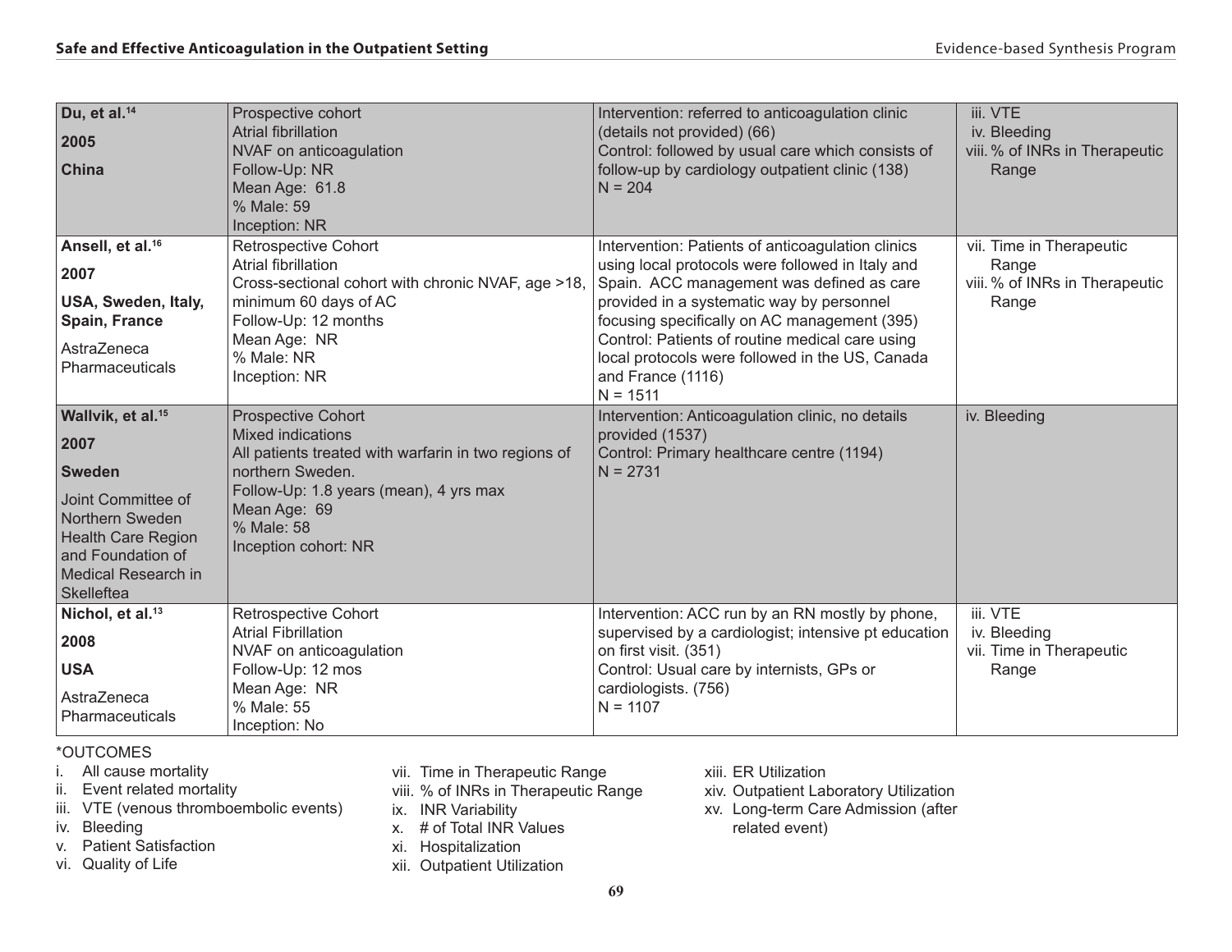| | | | |
|---|---|---|---|
| **Du, et al.**[14]<br>**2005**<br>**China** | Prospective cohort<br>Atrial fibrillation<br>NVAF on anticoagulation<br>Follow-Up: NR<br>Mean Age: 61.8<br>% Male: 59<br>Inception: NR | Intervention: referred to anticoagulation clinic (details not provided) (66)<br>Control: followed by usual care which consists of follow-up by cardiology outpatient clinic (138)<br>N = 204 | iii. VTE<br>iv. Bleeding<br>viii. % of INRs in Therapeutic Range |
| **Ansell, et al.**[16]<br>**2007**<br>**USA, Sweden, Italy, Spain, France**<br>AstraZeneca Pharmaceuticals | Retrospective Cohort<br>Atrial fibrillation<br>Cross-sectional cohort with chronic NVAF, age >18, minimum 60 days of AC<br>Follow-Up: 12 months<br>Mean Age: NR<br>% Male: NR<br>Inception: NR | Intervention: Patients of anticoagulation clinics using local protocols were followed in Italy and Spain. ACC management was defined as care provided in a systematic way by personnel focusing specifically on AC management (395)<br>Control: Patients of routine medical care using local protocols were followed in the US, Canada and France (1116)<br>N = 1511 | vii. Time in Therapeutic Range<br>viii. % of INRs in Therapeutic Range |
| **Wallvik, et al.**[15]<br>**2007**<br>**Sweden**<br>Joint Committee of Northern Sweden Health Care Region and Foundation of Medical Research in Skelleftea | Prospective Cohort<br>Mixed indications<br>All patients treated with warfarin in two regions of northern Sweden.<br>Follow-Up: 1.8 years (mean), 4 yrs max<br>Mean Age: 69<br>% Male: 58<br>Inception cohort: NR | Intervention: Anticoagulation clinic, no details provided (1537)<br>Control: Primary healthcare centre (1194)<br>N = 2731 | iv. Bleeding |
| **Nichol, et al.**[13]<br>**2008**<br>**USA**<br>AstraZeneca Pharmaceuticals | Retrospective Cohort<br>Atrial Fibrillation<br>NVAF on anticoagulation<br>Follow-Up: 12 mos<br>Mean Age: NR<br>% Male: 55<br>Inception: No | Intervention: ACC run by an RN mostly by phone, supervised by a cardiologist; intensive pt education on first visit. (351)<br>Control: Usual care by internists, GPs or cardiologists. (756)<br>N = 1107 | iii. VTE<br>iv. Bleeding<br>vii. Time in Therapeutic Range |

*OUTCOMES

i. All cause mortality
ii. Event related mortality
iii. VTE (venous thromboembolic events)
iv. Bleeding
v. Patient Satisfaction
vi. Quality of Life
vii. Time in Therapeutic Range
viii. % of INRs in Therapeutic Range
ix. INR Variability
x. # of Total INR Values
xi. Hospitalization
xii. Outpatient Utilization
xiii. ER Utilization
xiv. Outpatient Laboratory Utilization
xv. Long-term Care Admission (after related event)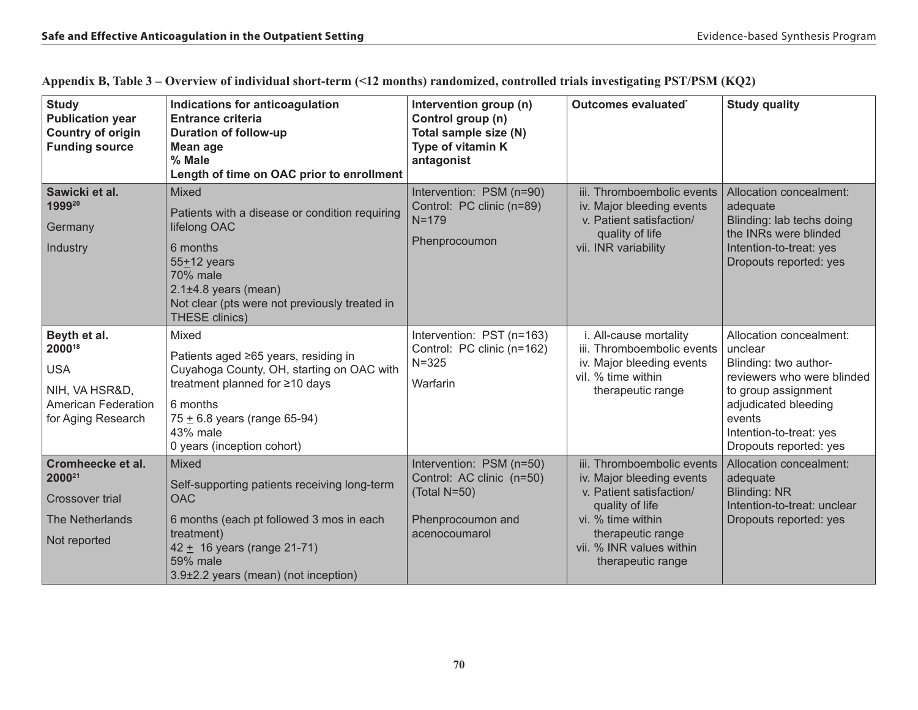**Appendix B, Table 3 – Overview of individual short-term (<12 months) randomized, controlled trials investigating PST/PSM (KQ2)**

| Study<br>Publication year<br>Country of origin<br>Funding source | Indications for anticoagulation<br>Entrance criteria<br>Duration of follow-up<br>Mean age<br>% Male<br>Length of time on OAC prior to enrollment | Intervention group (n)<br>Control group (n)<br>Total sample size (N)<br>Type of vitamin K antagonist | Outcomes evaluated* | Study quality |
|---|---|---|---|---|
| **Sawicki et al.**<br>**1999**[20]<br>Germany<br>Industry | Mixed<br>Patients with a disease or condition requiring lifelong OAC<br>6 months<br>55±12 years<br>70% male<br>2.1±4.8 years (mean)<br>Not clear (pts were not previously treated in THESE clinics) | Intervention: PSM (n=90)<br>Control: PC clinic (n=89)<br>N=179<br>Phenprocoumon | iii. Thromboembolic events<br>iv. Major bleeding events<br>v. Patient satisfaction/ quality of life<br>vii. INR variability | Allocation concealment: adequate<br>Blinding: lab techs doing the INRs were blinded<br>Intention-to-treat: yes<br>Dropouts reported: yes |
| **Beyth et al.**<br>**2000**[18]<br>USA<br>NIH, VA HSR&D, American Federation for Aging Research | Mixed<br>Patients aged ≥65 years, residing in Cuyahoga County, OH, starting on OAC with treatment planned for ≥10 days<br>6 months<br>75 ± 6.8 years (range 65-94)<br>43% male<br>0 years (inception cohort) | Intervention: PST (n=163)<br>Control: PC clinic (n=162)<br>N=325<br>Warfarin | i. All-cause mortality<br>iii. Thromboembolic events<br>iv. Major bleeding events<br>vii. % time within therapeutic range | Allocation concealment: unclear<br>Blinding: two author-reviewers who were blinded to group assignment adjudicated bleeding events<br>Intention-to-treat: yes<br>Dropouts reported: yes |
| **Cromheecke et al.**<br>**2000**[21]<br>Crossover trial<br>The Netherlands<br>Not reported | Mixed<br>Self-supporting patients receiving long-term OAC<br>6 months (each pt followed 3 mos in each treatment)<br>42 ± 16 years (range 21-71)<br>59% male<br>3.9±2.2 years (mean) (not inception) | Intervention: PSM (n=50)<br>Control: AC clinic (n=50)<br>(Total N=50)<br>Phenprocoumon and acenocoumarol | iii. Thromboembolic events<br>iv. Major bleeding events<br>v. Patient satisfaction/ quality of life<br>vi. % time within therapeutic range<br>vii. % INR values within therapeutic range | Allocation concealment: adequate<br>Blinding: NR<br>Intention-to-treat: unclear<br>Dropouts reported: yes |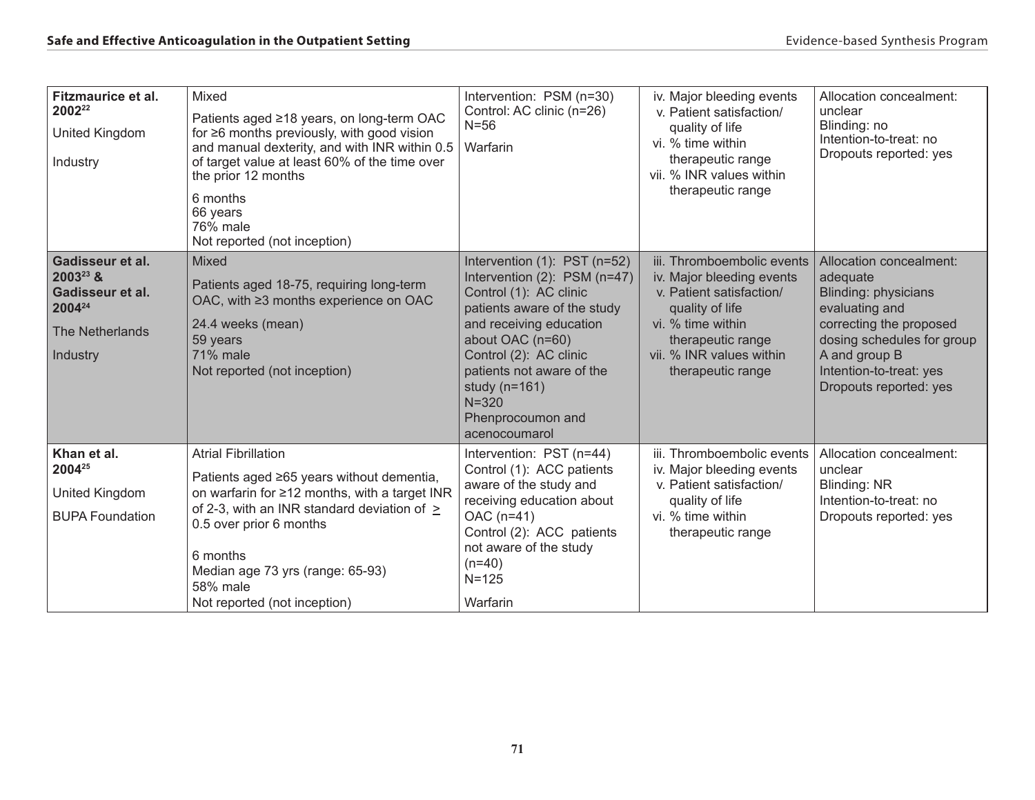| | | | | |
|---|---|---|---|---|
| **Fitzmaurice et al. 2002**[22]<br><br>United Kingdom<br><br>Industry | Mixed<br><br>Patients aged ≥18 years, on long-term OAC for ≥6 months previously, with good vision and manual dexterity, and with INR within 0.5 of target value at least 60% of the time over the prior 12 months<br><br>6 months<br>66 years<br>76% male<br>Not reported (not inception) | Intervention: PSM (n=30)<br>Control: AC clinic (n=26)<br>N=56<br><br>Warfarin | iv. Major bleeding events<br>v. Patient satisfaction/ quality of life<br>vi. % time within therapeutic range<br>vii. % INR values within therapeutic range | Allocation concealment: unclear<br>Blinding: no<br>Intention-to-treat: no<br>Dropouts reported: yes |
| **Gadisseur et al. 2003**[23] **& Gadisseur et al. 2004**[24]<br><br>The Netherlands<br><br>Industry | Mixed<br><br>Patients aged 18-75, requiring long-term OAC, with ≥3 months experience on OAC<br><br>24.4 weeks (mean)<br>59 years<br>71% male<br>Not reported (not inception) | Intervention (1): PST (n=52)<br>Intervention (2): PSM (n=47)<br>Control (1): AC clinic patients aware of the study and receiving education about OAC (n=60)<br>Control (2): AC clinic patients not aware of the study (n=161)<br>N=320<br>Phenprocoumon and acenocoumarol | iii. Thromboembolic events<br>iv. Major bleeding events<br>v. Patient satisfaction/ quality of life<br>vi. % time within therapeutic range<br>vii. % INR values within therapeutic range | Allocation concealment: adequate<br>Blinding: physicians evaluating and correcting the proposed dosing schedules for group A and group B<br>Intention-to-treat: yes<br>Dropouts reported: yes |
| **Khan et al. 2004**[25]<br><br>United Kingdom<br><br>BUPA Foundation | Atrial Fibrillation<br><br>Patients aged ≥65 years without dementia, on warfarin for ≥12 months, with a target INR of 2-3, with an INR standard deviation of ≥ 0.5 over prior 6 months<br><br>6 months<br>Median age 73 yrs (range: 65-93)<br>58% male<br>Not reported (not inception) | Intervention: PST (n=44)<br>Control (1): ACC patients aware of the study and receiving education about OAC (n=41)<br>Control (2): ACC patients not aware of the study (n=40)<br>N=125<br><br>Warfarin | iii. Thromboembolic events<br>iv. Major bleeding events<br>v. Patient satisfaction/ quality of life<br>vi. % time within therapeutic range | Allocation concealment: unclear<br>Blinding: NR<br>Intention-to-treat: no<br>Dropouts reported: yes |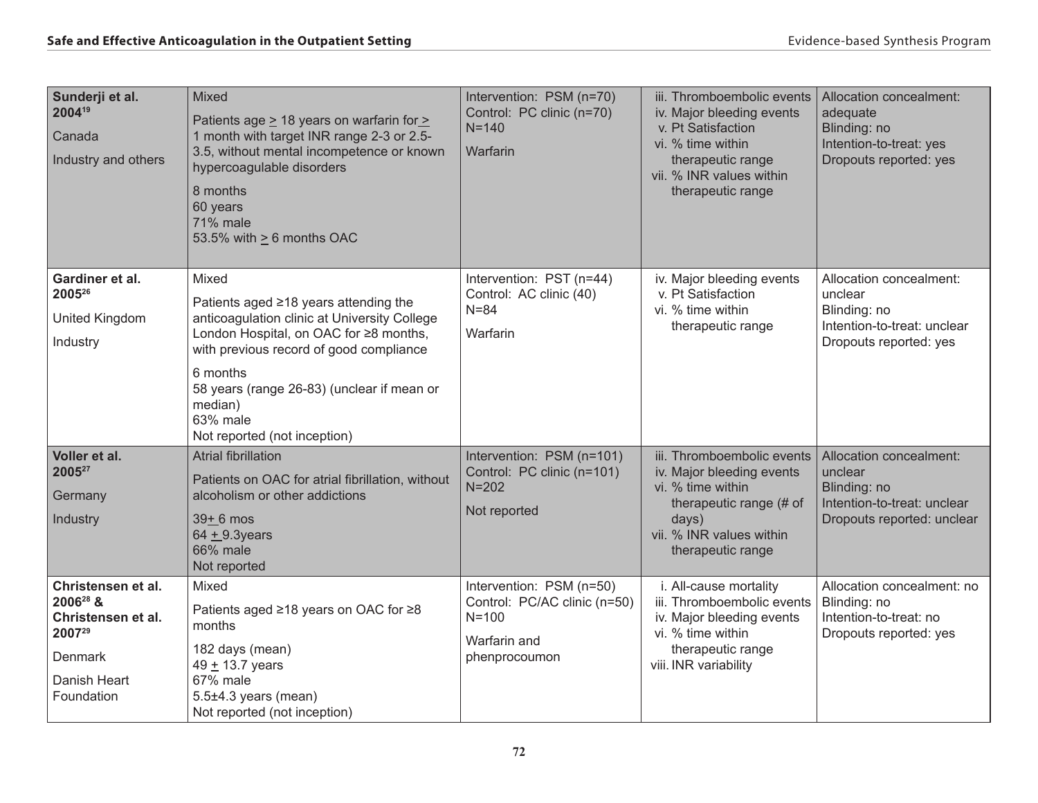| | | | | |
|---|---|---|---|---|
| **Sunderji et al. 2004**[19]<br>Canada<br>Industry and others | Mixed<br>Patients age ≥ 18 years on warfarin for ≥ 1 month with target INR range 2-3 or 2.5-3.5, without mental incompetence or known hypercoagulable disorders<br>8 months<br>60 years<br>71% male<br>53.5% with ≥ 6 months OAC | Intervention: PSM (n=70)<br>Control: PC clinic (n=70)<br>N=140<br>Warfarin | iii. Thromboembolic events<br>iv. Major bleeding events<br>v. Pt Satisfaction<br>vi. % time within therapeutic range<br>vii. % INR values within therapeutic range | Allocation concealment: adequate<br>Blinding: no<br>Intention-to-treat: yes<br>Dropouts reported: yes |
| **Gardiner et al. 2005**[26]<br>United Kingdom<br>Industry | Mixed<br>Patients aged ≥18 years attending the anticoagulation clinic at University College London Hospital, on OAC for ≥8 months, with previous record of good compliance<br>6 months<br>58 years (range 26-83) (unclear if mean or median)<br>63% male<br>Not reported (not inception) | Intervention: PST (n=44)<br>Control: AC clinic (40)<br>N=84<br>Warfarin | iv. Major bleeding events<br>v. Pt Satisfaction<br>vi. % time within therapeutic range | Allocation concealment: unclear<br>Blinding: no<br>Intention-to-treat: unclear<br>Dropouts reported: yes |
| **Voller et al. 2005**[27]<br>Germany<br>Industry | Atrial fibrillation<br>Patients on OAC for atrial fibrillation, without alcoholism or other addictions<br>39± 6 mos<br>64 ± 9.3years<br>66% male<br>Not reported | Intervention: PSM (n=101)<br>Control: PC clinic (n=101)<br>N=202<br>Not reported | iii. Thromboembolic events<br>iv. Major bleeding events<br>vi. % time within therapeutic range (# of days)<br>vii. % INR values within therapeutic range | Allocation concealment: unclear<br>Blinding: no<br>Intention-to-treat: unclear<br>Dropouts reported: unclear |
| **Christensen et al. 2006**[28] **& Christensen et al. 2007**[29]<br>Denmark<br>Danish Heart Foundation | Mixed<br>Patients aged ≥18 years on OAC for ≥8 months<br>182 days (mean)<br>49 ± 13.7 years<br>67% male<br>5.5±4.3 years (mean)<br>Not reported (not inception) | Intervention: PSM (n=50)<br>Control: PC/AC clinic (n=50)<br>N=100<br>Warfarin and phenprocoumon | i. All-cause mortality<br>iii. Thromboembolic events<br>iv. Major bleeding events<br>vi. % time within therapeutic range<br>viii. INR variability | Allocation concealment: no<br>Blinding: no<br>Intention-to-treat: no<br>Dropouts reported: yes |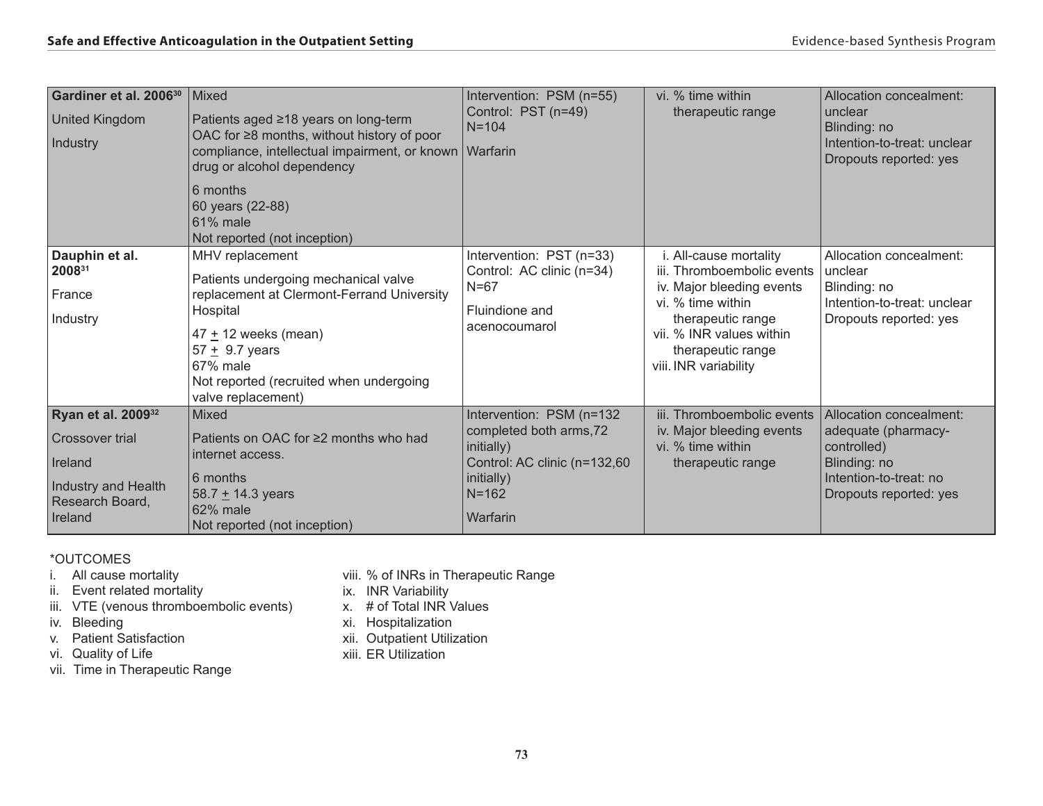| | | | | |
|---|---|---|---|---|
| **Gardiner et al. 2006**[30]<br>United Kingdom<br>Industry | Mixed<br>Patients aged ≥18 years on long-term OAC for ≥8 months, without history of poor compliance, intellectual impairment, or known drug or alcohol dependency<br>6 months<br>60 years (22-88)<br>61% male<br>Not reported (not inception) | Intervention: PSM (n=55)<br>Control: PST (n=49)<br>N=104<br>Warfarin | vi. % time within therapeutic range | Allocation concealment: unclear<br>Blinding: no<br>Intention-to-treat: unclear<br>Dropouts reported: yes |
| **Dauphin et al. 2008**[31]<br>France<br>Industry | MHV replacement<br>Patients undergoing mechanical valve replacement at Clermont-Ferrand University Hospital<br>47 ± 12 weeks (mean)<br>57 ± 9.7 years<br>67% male<br>Not reported (recruited when undergoing valve replacement) | Intervention: PST (n=33)<br>Control: AC clinic (n=34)<br>N=67<br>Fluindione and acenocoumarol | i. All-cause mortality<br>iii. Thromboembolic events<br>iv. Major bleeding events<br>vi. % time within therapeutic range<br>vii. % INR values within therapeutic range<br>viii. INR variability | Allocation concealment: unclear<br>Blinding: no<br>Intention-to-treat: unclear<br>Dropouts reported: yes |
| **Ryan et al. 2009**[32]<br>Crossover trial<br>Ireland<br>Industry and Health Research Board, Ireland | Mixed<br>Patients on OAC for ≥2 months who had internet access.<br>6 months<br>58.7 ± 14.3 years<br>62% male<br>Not reported (not inception) | Intervention: PSM (n=132 completed both arms,72 initially)<br>Control: AC clinic (n=132,60 initially)<br>N=162<br>Warfarin | iii. Thromboembolic events<br>iv. Major bleeding events<br>vi. % time within therapeutic range | Allocation concealment: adequate (pharmacy-controlled)<br>Blinding: no<br>Intention-to-treat: no<br>Dropouts reported: yes |

*OUTCOMES

i. All cause mortality
ii. Event related mortality
iii. VTE (venous thromboembolic events)
iv. Bleeding
v. Patient Satisfaction
vi. Quality of Life
vii. Time in Therapeutic Range
viii. % of INRs in Therapeutic Range
ix. INR Variability
x. # of Total INR Values
xi. Hospitalization
xii. Outpatient Utilization
xiii. ER Utilization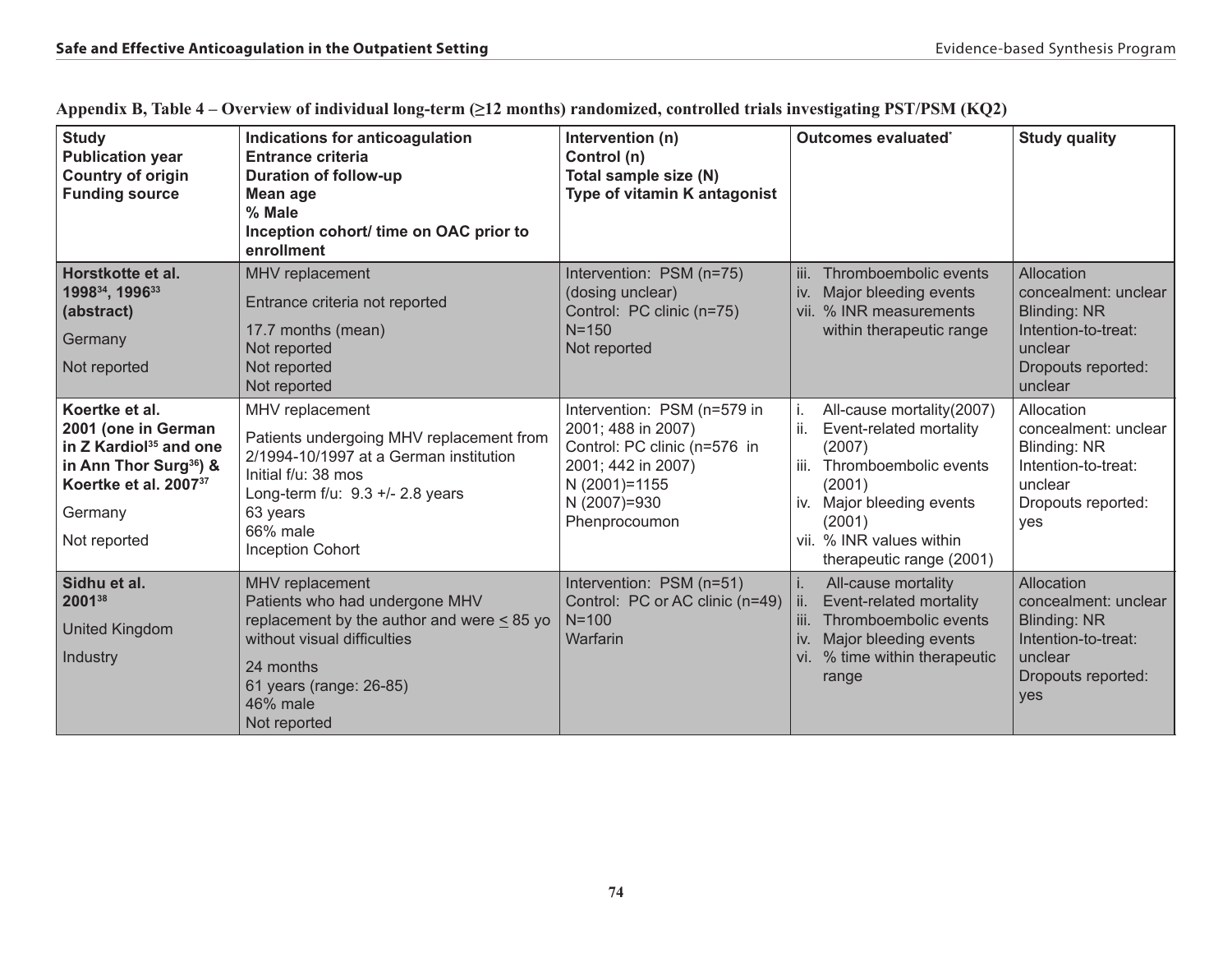**Appendix B, Table 4 – Overview of individual long-term (≥12 months) randomized, controlled trials investigating PST/PSM (KQ2)**

| Study<br>Publication year<br>Country of origin<br>Funding source | Indications for anticoagulation<br>Entrance criteria<br>Duration of follow-up<br>Mean age<br>% Male<br>Inception cohort/ time on OAC prior to enrollment | Intervention (n)<br>Control (n)<br>Total sample size (N)<br>Type of vitamin K antagonist | Outcomes evaluated* | Study quality |
|---|---|---|---|---|
| **Horstkotte et al. 1998[34], 1996[33] (abstract)**<br>Germany<br>Not reported | MHV replacement<br>Entrance criteria not reported<br>17.7 months (mean)<br>Not reported<br>Not reported<br>Not reported | Intervention: PSM (n=75) (dosing unclear)<br>Control: PC clinic (n=75)<br>N=150<br>Not reported | iii. Thromboembolic events<br>iv. Major bleeding events<br>vii. % INR measurements within therapeutic range | Allocation concealment: unclear<br>Blinding: NR<br>Intention-to-treat: unclear<br>Dropouts reported: unclear |
| **Koertke et al. 2001 (one in German in Z Kardiol[35] and one in Ann Thor Surg[36]) & Koertke et al. 2007[37]**<br>Germany<br>Not reported | MHV replacement<br>Patients undergoing MHV replacement from 2/1994-10/1997 at a German institution<br>Initial f/u: 38 mos<br>Long-term f/u: 9.3 +/- 2.8 years<br>63 years<br>66% male<br>Inception Cohort | Intervention: PSM (n=579 in 2001; 488 in 2007)<br>Control: PC clinic (n=576 in 2001; 442 in 2007)<br>N (2001)=1155<br>N (2007)=930<br>Phenprocoumon | i. All-cause mortality(2007)<br>ii. Event-related mortality (2007)<br>iii. Thromboembolic events (2001)<br>iv. Major bleeding events (2001)<br>vii. % INR values within therapeutic range (2001) | Allocation concealment: unclear<br>Blinding: NR<br>Intention-to-treat: unclear<br>Dropouts reported: yes |
| **Sidhu et al. 2001[38]**<br>United Kingdom<br>Industry | MHV replacement<br>Patients who had undergone MHV replacement by the author and were ≤ 85 yo without visual difficulties<br>24 months<br>61 years (range: 26-85)<br>46% male<br>Not reported | Intervention: PSM (n=51)<br>Control: PC or AC clinic (n=49)<br>N=100<br>Warfarin | i. All-cause mortality<br>ii. Event-related mortality<br>iii. Thromboembolic events<br>iv. Major bleeding events<br>vi. % time within therapeutic range | Allocation concealment: unclear<br>Blinding: NR<br>Intention-to-treat: unclear<br>Dropouts reported: yes |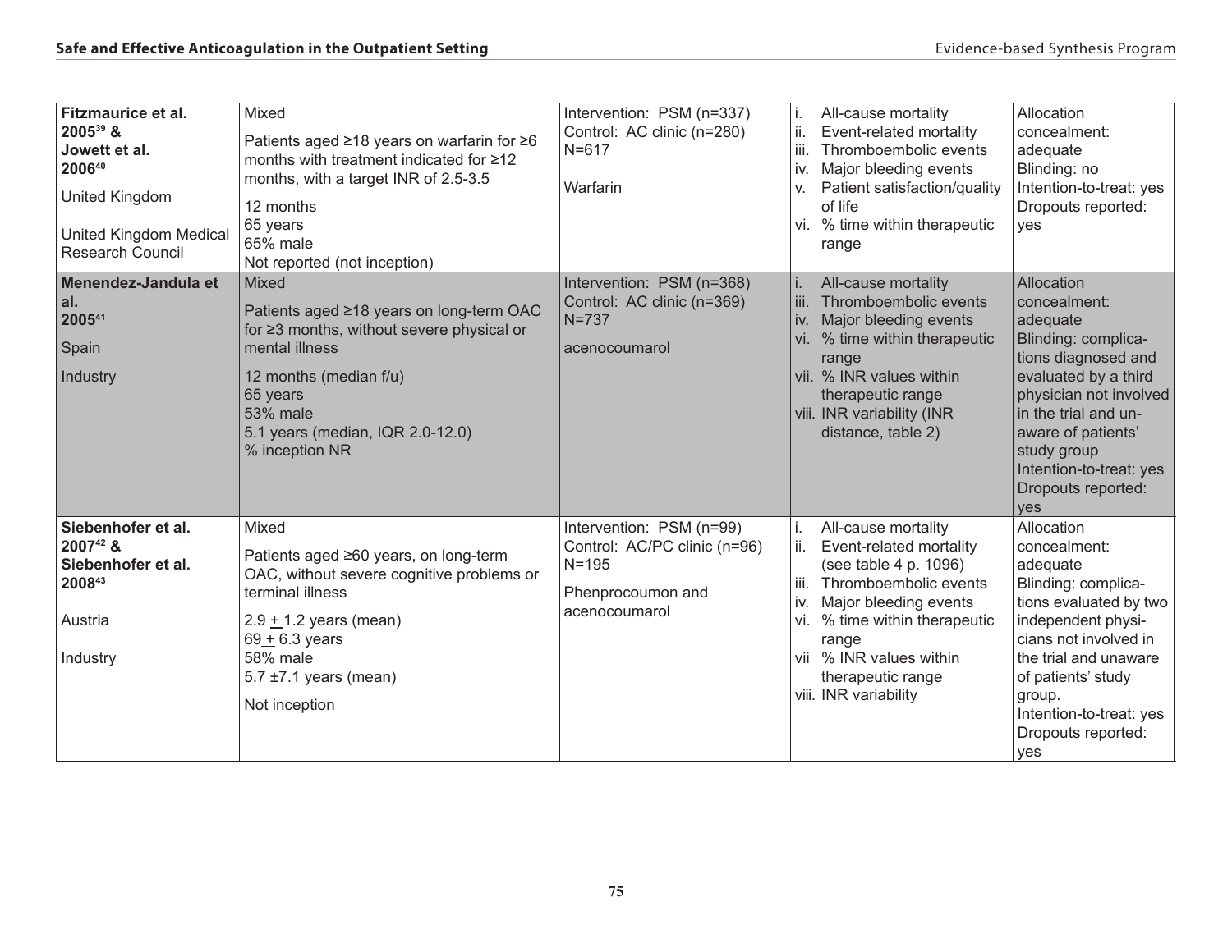| | | | | |
|---|---|---|---|---|
| **Fitzmaurice et al. 2005**[39] **&** **Jowett et al. 2006**[40]<br><br>United Kingdom<br><br>United Kingdom Medical Research Council | Mixed<br><br>Patients aged ≥18 years on warfarin for ≥6 months with treatment indicated for ≥12 months, with a target INR of 2.5-3.5<br><br>12 months<br>65 years<br>65% male<br>Not reported (not inception) | Intervention: PSM (n=337)<br>Control: AC clinic (n=280)<br>N=617<br><br>Warfarin | i. All-cause mortality<br>ii. Event-related mortality<br>iii. Thromboembolic events<br>iv. Major bleeding events<br>v. Patient satisfaction/quality of life<br>vi. % time within therapeutic range | Allocation concealment: adequate<br>Blinding: no<br>Intention-to-treat: yes<br>Dropouts reported: yes |
| **Menendez-Jandula et al. 2005**[41]<br><br>Spain<br><br>Industry | Mixed<br><br>Patients aged ≥18 years on long-term OAC for ≥3 months, without severe physical or mental illness<br><br>12 months (median f/u)<br>65 years<br>53% male<br>5.1 years (median, IQR 2.0-12.0)<br>% inception NR | Intervention: PSM (n=368)<br>Control: AC clinic (n=369)<br>N=737<br><br>acenocoumarol | i. All-cause mortality<br>iii. Thromboembolic events<br>iv. Major bleeding events<br>vi. % time within therapeutic range<br>vii. % INR values within therapeutic range<br>viii. INR variability (INR distance, table 2) | Allocation concealment: adequate<br>Blinding: complications diagnosed and evaluated by a third physician not involved in the trial and unaware of patients' study group<br>Intention-to-treat: yes<br>Dropouts reported: yes |
| **Siebenhofer et al. 2007**[42] **&** **Siebenhofer et al. 2008**[43]<br><br>Austria<br><br>Industry | Mixed<br><br>Patients aged ≥60 years, on long-term OAC, without severe cognitive problems or terminal illness<br><br>2.9 ± 1.2 years (mean)<br>69 ± 6.3 years<br>58% male<br>5.7 ±7.1 years (mean)<br><br>Not inception | Intervention: PSM (n=99)<br>Control: AC/PC clinic (n=96)<br>N=195<br><br>Phenprocoumon and acenocoumarol | i. All-cause mortality<br>ii. Event-related mortality (see table 4 p. 1096)<br>iii. Thromboembolic events<br>iv. Major bleeding events<br>vi. % time within therapeutic range<br>vii % INR values within therapeutic range<br>viii. INR variability | Allocation concealment: adequate<br>Blinding: complications evaluated by two independent physicians not involved in the trial and unaware of patients' study group.<br>Intention-to-treat: yes<br>Dropouts reported: yes |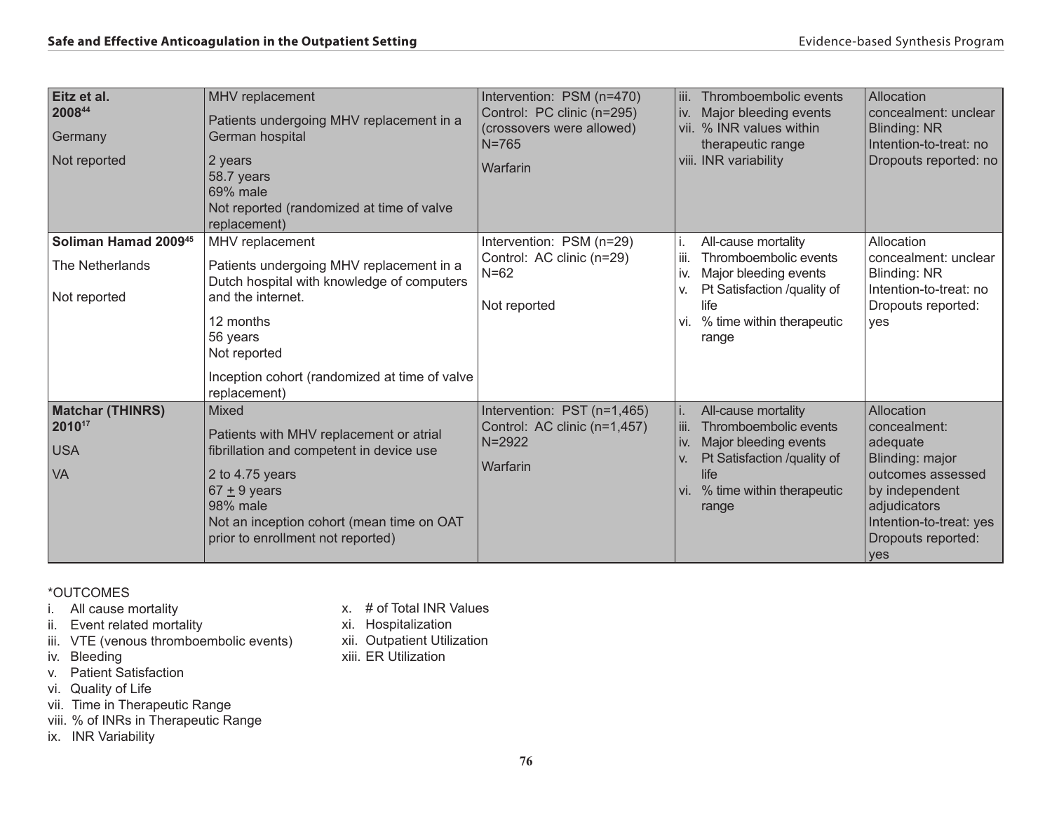| | | | | |
|---|---|---|---|---|
| **Eitz et al. 2008**[44]<br>Germany<br>Not reported | MHV replacement<br>Patients undergoing MHV replacement in a German hospital<br>2 years<br>58.7 years<br>69% male<br>Not reported (randomized at time of valve replacement) | Intervention: PSM (n=470)<br>Control: PC clinic (n=295)<br>(crossovers were allowed)<br>N=765<br>Warfarin | iii. Thromboembolic events<br>iv. Major bleeding events<br>vii. % INR values within therapeutic range<br>viii. INR variability | Allocation concealment: unclear<br>Blinding: NR<br>Intention-to-treat: no<br>Dropouts reported: no |
| **Soliman Hamad 2009**[45]<br>The Netherlands<br>Not reported | MHV replacement<br>Patients undergoing MHV replacement in a Dutch hospital with knowledge of computers and the internet.<br>12 months<br>56 years<br>Not reported<br>Inception cohort (randomized at time of valve replacement) | Intervention: PSM (n=29)<br>Control: AC clinic (n=29)<br>N=62<br>Not reported | i. All-cause mortality<br>iii. Thromboembolic events<br>iv. Major bleeding events<br>v. Pt Satisfaction /quality of life<br>vi. % time within therapeutic range | Allocation concealment: unclear<br>Blinding: NR<br>Intention-to-treat: no<br>Dropouts reported: yes |
| **Matchar (THINRS) 2010**[17]<br>USA<br>VA | Mixed<br>Patients with MHV replacement or atrial fibrillation and competent in device use<br>2 to 4.75 years<br>67 ± 9 years<br>98% male<br>Not an inception cohort (mean time on OAT prior to enrollment not reported) | Intervention: PST (n=1,465)<br>Control: AC clinic (n=1,457)<br>N=2922<br>Warfarin | i. All-cause mortality<br>iii. Thromboembolic events<br>iv. Major bleeding events<br>v. Pt Satisfaction /quality of life<br>vi. % time within therapeutic range | Allocation concealment: adequate<br>Blinding: major outcomes assessed by independent adjudicators<br>Intention-to-treat: yes<br>Dropouts reported: yes |

*OUTCOMES

i. All cause mortality
ii. Event related mortality
iii. VTE (venous thromboembolic events)
iv. Bleeding
v. Patient Satisfaction
vi. Quality of Life
vii. Time in Therapeutic Range
viii. % of INRs in Therapeutic Range
ix. INR Variability
x. # of Total INR Values
xi. Hospitalization
xii. Outpatient Utilization
xiii. ER Utilization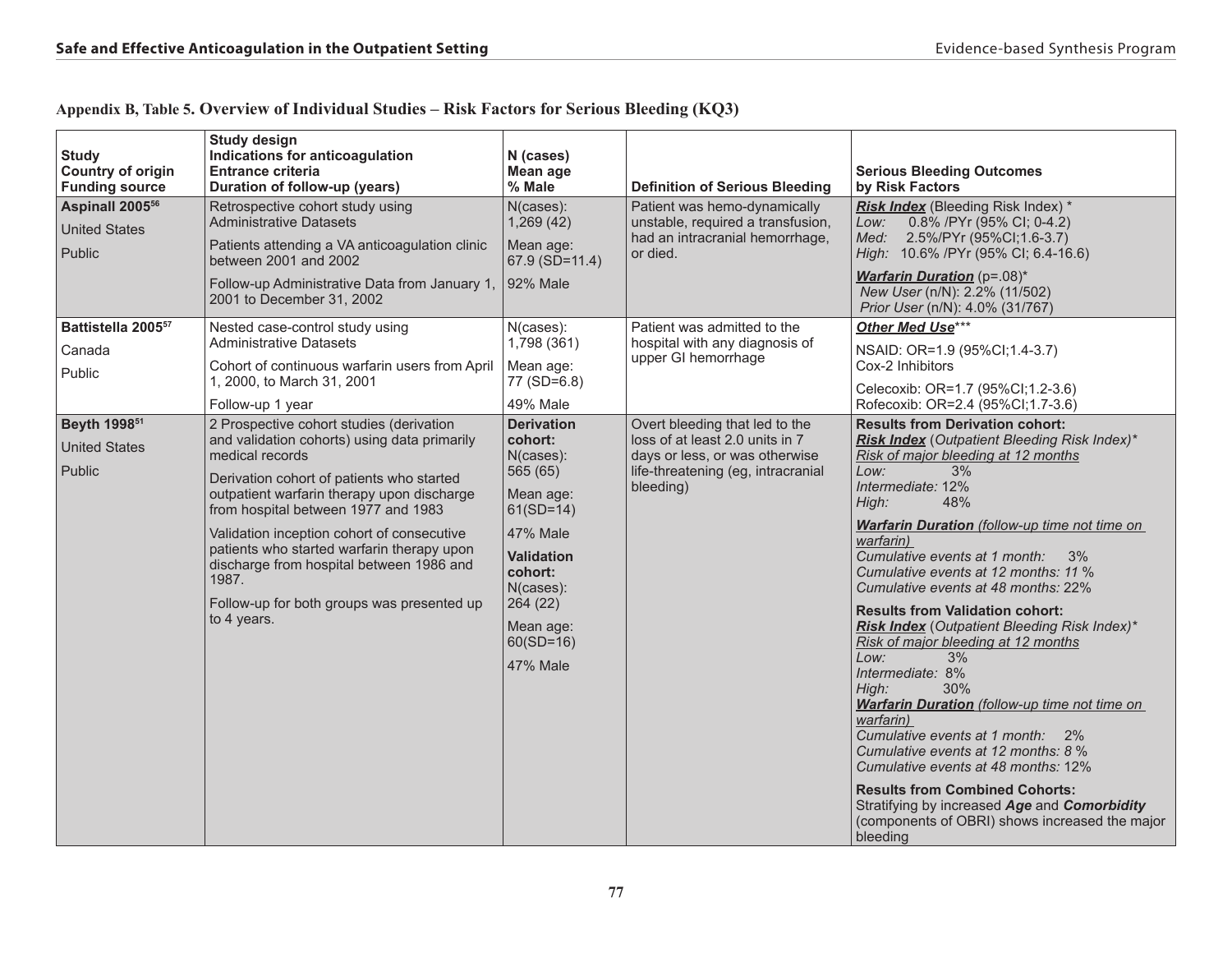**Appendix B, Table 5. Overview of Individual Studies – Risk Factors for Serious Bleeding (KQ3)**

| Study<br>Country of origin<br>Funding source | Study design<br>Indications for anticoagulation<br>Entrance criteria<br>Duration of follow-up (years) | N (cases)<br>Mean age<br>% Male | Definition of Serious Bleeding | Serious Bleeding Outcomes<br>by Risk Factors |
|---|---|---|---|---|
| **Aspinall 2005**[56]<br>United States<br>Public | Retrospective cohort study using Administrative Datasets<br>Patients attending a VA anticoagulation clinic between 2001 and 2002<br>Follow-up Administrative Data from January 1, 2001 to December 31, 2002 | N(cases): 1,269 (42)<br>Mean age: 67.9 (SD=11.4)<br>92% Male | Patient was hemo-dynamically unstable, required a transfusion, had an intracranial hemorrhage, or died. | ***Risk Index*** (Bleeding Risk Index) *<br>*Low:* 0.8% /PYr (95% CI; 0-4.2)<br>*Med:* 2.5%/PYr (95%CI;1.6-3.7)<br>*High:* 10.6% /PYr (95% CI; 6.4-16.6)<br>***Warfarin Duration*** (p=.08)*<br>*New User* (n/N): 2.2% (11/502)<br>*Prior User* (n/N): 4.0% (31/767) |
| **Battistella 2005**[57]<br>Canada<br>Public | Nested case-control study using Administrative Datasets<br>Cohort of continuous warfarin users from April 1, 2000, to March 31, 2001<br>Follow-up 1 year | N(cases): 1,798 (361)<br>Mean age: 77 (SD=6.8)<br>49% Male | Patient was admitted to the hospital with any diagnosis of upper GI hemorrhage | ***Other Med Use****\*\*<br>NSAID: OR=1.9 (95%CI;1.4-3.7)<br>Cox-2 Inhibitors<br>Celecoxib: OR=1.7 (95%CI;1.2-3.6)<br>Rofecoxib: OR=2.4 (95%CI;1.7-3.6) |
| **Beyth 1998**[51]<br>United States<br>Public | 2 Prospective cohort studies (derivation and validation cohorts) using data primarily medical records<br>Derivation cohort of patients who started outpatient warfarin therapy upon discharge from hospital between 1977 and 1983<br>Validation inception cohort of consecutive patients who started warfarin therapy upon discharge from hospital between 1986 and 1987.<br>Follow-up for both groups was presented up to 4 years. | **Derivation cohort:**<br>N(cases): 565 (65)<br>Mean age: 61(SD=14)<br>47% Male<br>**Validation cohort:**<br>N(cases): 264 (22)<br>Mean age: 60(SD=16)<br>47% Male | Overt bleeding that led to the loss of at least 2.0 units in 7 days or less, or was otherwise life-threatening (eg, intracranial bleeding) | **Results from Derivation cohort:**<br>***Risk Index*** (*Outpatient Bleeding Risk Index)**<br>*Risk of major bleeding at 12 months*<br>*Low:* 3%<br>*Intermediate:* 12%<br>*High:* 48%<br>***Warfarin Duration*** *(follow-up time not time on warfarin)*<br>*Cumulative events at 1 month:* 3%<br>*Cumulative events at 12 months: 11* %<br>*Cumulative events at 48 months:* 22%<br>**Results from Validation cohort:**<br>***Risk Index*** (*Outpatient Bleeding Risk Index)**<br>*Risk of major bleeding at 12 months*<br>*Low:* 3%<br>*Intermediate:* 8%<br>*High:* 30%<br>***Warfarin Duration*** *(follow-up time not time on warfarin)*<br>*Cumulative events at 1 month:* 2%<br>*Cumulative events at 12 months: 8* %<br>*Cumulative events at 48 months:* 12%<br>**Results from Combined Cohorts:**<br>Stratifying by increased ***Age*** and ***Comorbidity*** (components of OBRI) shows increased the major bleeding |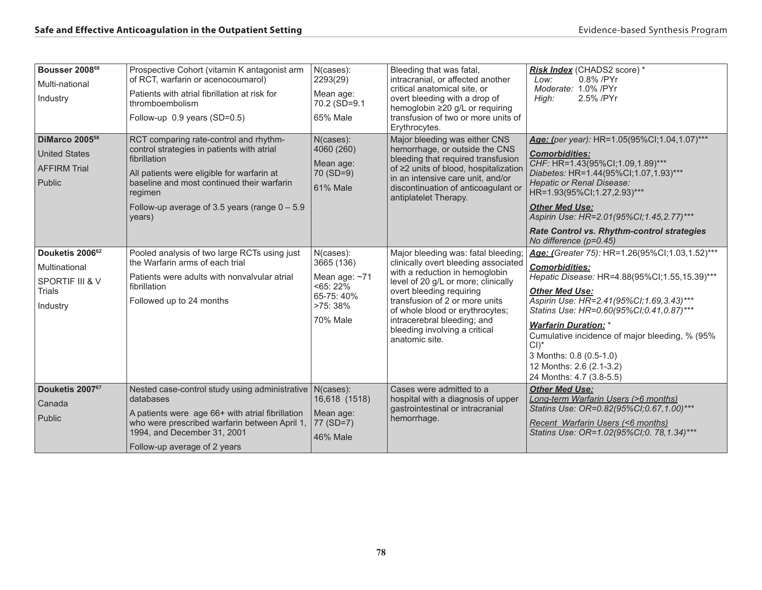| | | | | |
|---|---|---|---|---|
| **Bousser 2008[68]**<br>Multi-national<br>Industry | Prospective Cohort (vitamin K antagonist arm of RCT, warfarin or acenocoumarol)<br>Patients with atrial fibrillation at risk for thromboembolism<br>Follow-up 0.9 years (SD=0.5) | N(cases):<br>2293(29)<br>Mean age:<br>70.2 (SD=9.1<br>65% Male | Bleeding that was fatal, intracranial, or affected another critical anatomical site, or overt bleeding with a drop of hemoglobin ≥20 g/L or requiring transfusion of two or more units of Erythrocytes. | ***Risk Index*** (CHADS2 score) *<br>*Low:* 0.8% /PYr<br>*Moderate:* 1.0% /PYr<br>*High:* 2.5% /PYr |
| **DiMarco 2005[58]**<br>United States<br>AFFIRM Trial<br>Public | RCT comparing rate-control and rhythm-control strategies in patients with atrial fibrillation<br>All patients were eligible for warfarin at baseline and most continued their warfarin regimen<br>Follow-up average of 3.5 years (range 0 – 5.9 years) | N(cases):<br>4060 (260)<br>Mean age:<br>70 (SD=9)<br>61% Male | Major bleeding was either CNS hemorrhage, or outside the CNS bleeding that required transfusion of ≥2 units of blood, hospitalization in an intensive care unit, and/or discontinuation of anticoagulant or antiplatelet Therapy. | ***Age:*** *(per year):* HR=1.05(95%CI;1.04,1.07)***<br>***Comorbidities:***<br>*CHF:* HR=1.43(95%CI;1.09,1.89)***<br>*Diabetes:* HR=1.44(95%CI;1.07,1.93)***<br>*Hepatic or Renal Disease:* HR=1.93(95%CI;1.27,2.93)***<br>***Other Med Use:***<br>*Aspirin Use: HR=2.01(95%CI;1.45,2.77)****<br>***Rate Control vs. Rhythm-control strategies***<br>*No difference (p=0.45)* |
| **Douketis 2006[62]**<br>Multinational<br>SPORTIF III & V Trials<br>Industry | Pooled analysis of two large RCTs using just the Warfarin arms of each trial<br>Patients were adults with nonvalvular atrial fibrillation<br>Followed up to 24 months | N(cases):<br>3665 (136)<br>Mean age: ~71<br><65: 22%<br>65-75: 40%<br>>75: 38%<br>70% Male | Major bleeding was: fatal bleeding; clinically overt bleeding associated with a reduction in hemoglobin level of 20 g/L or more; clinically overt bleeding requiring transfusion of 2 or more units of whole blood or erythrocytes; intracerebral bleeding; and bleeding involving a critical anatomic site. | ***Age:*** *(Greater 75):* HR=1.26(95%CI;1.03,1.52)***<br>***Comorbidities:***<br>*Hepatic Disease:* HR=4.88(95%CI;1.55,15.39)***<br>***Other Med Use:***<br>*Aspirin Use: HR=2.41(95%CI;1.69,3.43)****<br>*Statins Use: HR=0.60(95%CI;0.41,0.87)****<br>***Warfarin Duration:*** *<br>Cumulative incidence of major bleeding, % (95% CI)*<br>3 Months: 0.8 (0.5-1.0)<br>12 Months: 2.6 (2.1-3.2)<br>24 Months: 4.7 (3.8-5.5) |
| **Douketis 2007[67]**<br>Canada<br>Public | Nested case-control study using administrative databases<br>A patients were age 66+ with atrial fibrillation who were prescribed warfarin between April 1, 1994, and December 31, 2001<br>Follow-up average of 2 years | N(cases):<br>16,618 (1518)<br>Mean age:<br>77 (SD=7)<br>46% Male | Cases were admitted to a hospital with a diagnosis of upper gastrointestinal or intracranial hemorrhage. | ***Other Med Use:***<br>*Long-term Warfarin Users (>6 months)*<br>*Statins Use: OR=0.82(95%CI;0.67,1.00)****<br>*Recent Warfarin Users (<6 months)*<br>*Statins Use: OR=1.02(95%CI;0. 78,1.34)**** |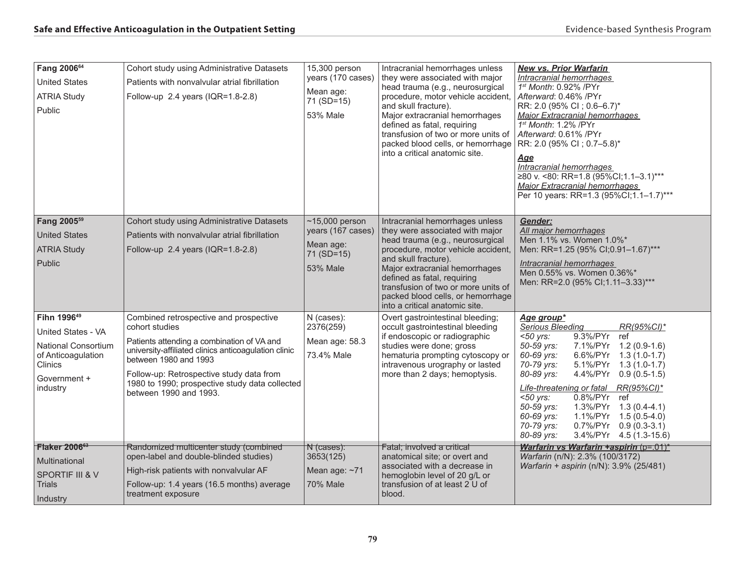| | | | | |
|---|---|---|---|---|
| **Fang 2006**[64]<br>United States<br>ATRIA Study<br>Public | Cohort study using Administrative Datasets<br>Patients with nonvalvular atrial fibrillation<br>Follow-up 2.4 years (IQR=1.8-2.8) | 15,300 person years (170 cases)<br>Mean age: 71 (SD=15)<br>53% Male | Intracranial hemorrhages unless they were associated with major head trauma (e.g., neurosurgical procedure, motor vehicle accident, and skull fracture).<br>Major extracranial hemorrhages defined as fatal, requiring transfusion of two or more units of packed blood cells, or hemorrhage into a critical anatomic site. | ***New vs. Prior Warfarin***<br>*Intracranial hemorrhages*<br>*1st Month*: 0.92% /PYr<br>*Afterward*: 0.46% /PYr<br>RR: 2.0 (95% CI ; 0.6–6.7)*<br>*Major Extracranial hemorrhages*<br>*1st Month*: 1.2% /PYr<br>*Afterward*: 0.61% /PYr<br>RR: 2.0 (95% CI ; 0.7–5.8)*<br>***Age***<br>*Intracranial hemorrhages*<br>≥80 v. <80: RR=1.8 (95%CI;1.1–3.1)***<br>*Major Extracranial hemorrhages*<br>Per 10 years: RR=1.3 (95%CI;1.1–1.7)*** |
| **Fang 2005**[59]<br>United States<br>ATRIA Study<br>Public | Cohort study using Administrative Datasets<br>Patients with nonvalvular atrial fibrillation<br>Follow-up 2.4 years (IQR=1.8-2.8) | ~15,000 person years (167 cases)<br>Mean age: 71 (SD=15)<br>53% Male | Intracranial hemorrhages unless they were associated with major head trauma (e.g., neurosurgical procedure, motor vehicle accident, and skull fracture).<br>Major extracranial hemorrhages defined as fatal, requiring transfusion of two or more units of packed blood cells, or hemorrhage into a critical anatomic site. | ***Gender:***<br>*All major hemorrhages*<br>Men 1.1% vs. Women 1.0%*<br>Men: RR=1.25 (95% CI;0.91–1.67)***<br>*Intracranial hemorrhages*<br>Men 0.55% vs. Women 0.36%*<br>Men: RR=2.0 (95% CI;1.11–3.33)*** |
| **Fihn 1996**[49]<br>United States - VA<br>National Consortium of Anticoagulation Clinics<br>Government + industry | Combined retrospective and prospective cohort studies<br>Patients attending a combination of VA and university-affiliated clinics anticoagulation clinic between 1980 and 1993<br>Follow-up: Retrospective study data from 1980 to 1990; prospective study data collected between 1990 and 1993. | N (cases): 2376(259)<br>Mean age: 58.3<br>73.4% Male | Overt gastrointestinal bleeding; occult gastrointestinal bleeding if endoscopic or radiographic studies were done; gross hematuria prompting cytoscopy or intravenous urography or lasted more than 2 days; hemoptysis. | ***Age group****<br>*Serious Bleeding* — *RR(95%CI)**<br>*<50 yrs:* 9.3%/PYr ref<br>*50-59 yrs:* 7.1%/PYr 1.2 (0.9-1.6)<br>*60-69 yrs:* 6.6%/PYr 1.3 (1.0-1.7)<br>*70-79 yrs:* 5.1%/PYr 1.3 (1.0-1.7)<br>*80-89 yrs:* 4.4%/PYr 0.9 (0.5-1.5)<br>*Life-threatening or fatal* — *RR(95%CI)**<br>*<50 yrs:* 0.8%/PYr ref<br>*50-59 yrs:* 1.3%/PYr 1.3 (0.4-4.1)<br>*60-69 yrs:* 1.1%/PYr 1.5 (0.5-4.0)<br>*70-79 yrs:* 0.7%/PYr 0.9 (0.3-3.1)<br>*80-89 yrs:* 3.4%/PYr 4.5 (1.3-15.6) |
| **Flaker 2006**[63]<br>Multinational<br>SPORTIF III & V Trials<br>Industry | Randomized multicenter study (combined open-label and double-blinded studies)<br>High-risk patients with nonvalvular AF<br>Follow-up: 1.4 years (16.5 months) average treatment exposure | N (cases): 3653(125)<br>Mean age: ~71<br>70% Male | Fatal; involved a critical anatomical site; or overt and associated with a decrease in hemoglobin level of 20 g/L or transfusion of at least 2 U of blood. | ***Warfarin vs Warfarin +aspirin*** (p=.01)*<br>*Warfarin* (n/N): 2.3% (100/3172)<br>*Warfarin + aspirin* (n/N): 3.9% (25/481) |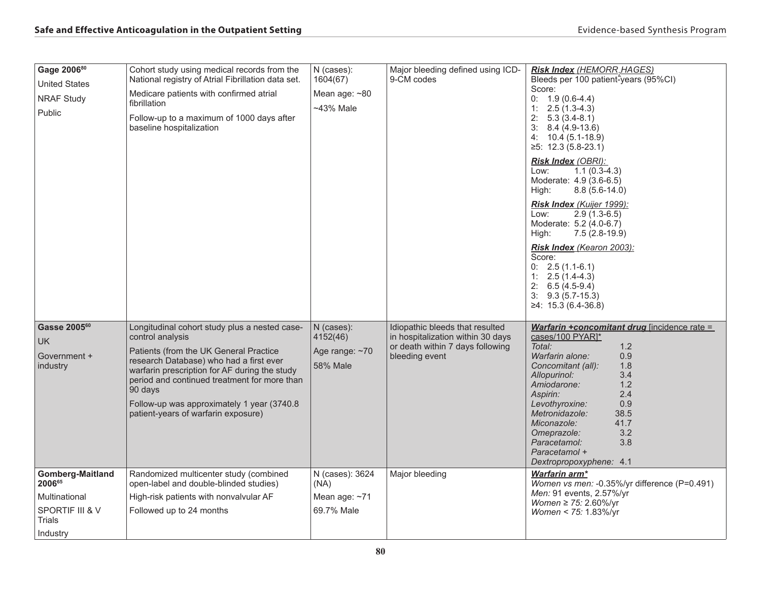| | | | | |
|---|---|---|---|---|
| **Gage 2006**[80]<br>United States<br>NRAF Study<br>Public | Cohort study using medical records from the National registry of Atrial Fibrillation data set.<br>Medicare patients with confirmed atrial fibrillation<br>Follow-up to a maximum of 1000 days after baseline hospitalization | N (cases): 1604(67)<br>Mean age: ~80<br>~43% Male | Major bleeding defined using ICD-9-CM codes | ***Risk Index** (HEMORR$_2$HAGES)*<br>Bleeds per 100 patient-years (95%CI)<br>Score:<br>0: 1.9 (0.6-4.4)<br>1: 2.5 (1.3-4.3)<br>2: 5.3 (3.4-8.1)<br>3: 8.4 (4.9-13.6)<br>4: 10.4 (5.1-18.9)<br>≥5: 12.3 (5.8-23.1)<br>***Risk Index** (OBRI):*<br>Low: 1.1 (0.3-4.3)<br>Moderate: 4.9 (3.6-6.5)<br>High: 8.8 (5.6-14.0)<br>***Risk Index** (Kuijer 1999):*<br>Low: 2.9 (1.3-6.5)<br>Moderate: 5.2 (4.0-6.7)<br>High: 7.5 (2.8-19.9)<br>***Risk Index** (Kearon 2003):*<br>Score:<br>0: 2.5 (1.1-6.1)<br>1: 2.5 (1.4-4.3)<br>2: 6.5 (4.5-9.4)<br>3: 9.3 (5.7-15.3)<br>≥4: 15.3 (6.4-36.8) |
| **Gasse 2005**[60]<br>UK<br>Government + industry | Longitudinal cohort study plus a nested case-control analysis<br>Patients (from the UK General Practice research Database) who had a first ever warfarin prescription for AF during the study period and continued treatment for more than 90 days<br>Follow-up was approximately 1 year (3740.8 patient-years of warfarin exposure) | N (cases): 4152(46)<br>Age range: ~70<br>58% Male | Idiopathic bleeds that resulted in hospitalization within 30 days or death within 7 days following bleeding event | ***Warfarin +concomitant drug** [incidence rate = cases/100 PYAR]**<br>*Total:* 1.2<br>*Warfarin alone:* 0.9<br>*Concomitant (all):* 1.8<br>*Allopurinol:* 3.4<br>*Amiodarone:* 1.2<br>*Aspirin:* 2.4<br>*Levothyroxine:* 0.9<br>*Metronidazole:* 38.5<br>*Miconazole:* 41.7<br>*Omeprazole:* 3.2<br>*Paracetamol:* 3.8<br>*Paracetamol + Dextropropoxyphene:* 4.1 |
| **Gomberg-Maitland 2006**[65]<br>Multinational<br>SPORTIF III & V Trials<br>Industry | Randomized multicenter study (combined open-label and double-blinded studies)<br>High-risk patients with nonvalvular AF<br>Followed up to 24 months | N (cases): 3624 (NA)<br>Mean age: ~71<br>69.7% Male | Major bleeding | ***Warfarin arm****<br>*Women vs men:* -0.35%/yr difference (P=0.491)<br>*Men:* 91 events, 2.57%/yr<br>*Women ≥ 75:* 2.60%/yr<br>*Women < 75:* 1.83%/yr |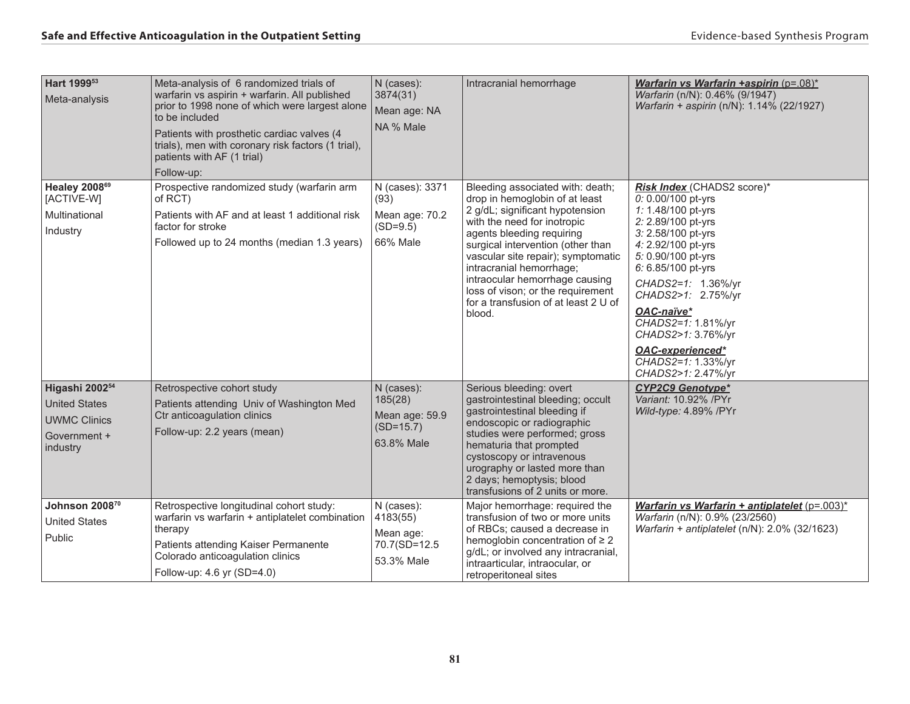| | | | | |
|---|---|---|---|---|
| **Hart 1999**[53]<br>Meta-analysis | Meta-analysis of 6 randomized trials of warfarin vs aspirin + warfarin. All published prior to 1998 none of which were largest alone to be included<br>Patients with prosthetic cardiac valves (4 trials), men with coronary risk factors (1 trial), patients with AF (1 trial)<br>Follow-up: | N (cases): 3874(31)<br>Mean age: NA<br>NA % Male | Intracranial hemorrhage | ***Warfarin vs Warfarin +aspirin*** (p=.08)*<br>*Warfarin* (n/N): 0.46% (9/1947)<br>*Warfarin + aspirin* (n/N): 1.14% (22/1927) |
| **Healey 2008**[69]<br>[ACTIVE-W]<br>Multinational<br>Industry | Prospective randomized study (warfarin arm of RCT)<br>Patients with AF and at least 1 additional risk factor for stroke<br>Followed up to 24 months (median 1.3 years) | N (cases): 3371 (93)<br>Mean age: 70.2 (SD=9.5)<br>66% Male | Bleeding associated with: death; drop in hemoglobin of at least 2 g/dL; significant hypotension with the need for inotropic agents bleeding requiring surgical intervention (other than vascular site repair); symptomatic intracranial hemorrhage; intraocular hemorrhage causing loss of vison; or the requirement for a transfusion of at least 2 U of blood. | ***Risk Index*** (CHADS2 score)*<br>*0:* 0.00/100 pt-yrs<br>*1:* 1.48/100 pt-yrs<br>*2:* 2.89/100 pt-yrs<br>*3:* 2.58/100 pt-yrs<br>*4:* 2.92/100 pt-yrs<br>*5:* 0.90/100 pt-yrs<br>*6:* 6.85/100 pt-yrs<br>*CHADS2=1:* 1.36%/yr<br>*CHADS2>1:* 2.75%/yr<br>***OAC-naïve****<br>*CHADS2=1:* 1.81%/yr<br>*CHADS2>1:* 3.76%/yr<br>***OAC-experienced****<br>*CHADS2=1:* 1.33%/yr<br>*CHADS2>1:* 2.47%/yr |
| **Higashi 2002**[54]<br>United States<br>UWMC Clinics<br>Government + industry | Retrospective cohort study<br>Patients attending Univ of Washington Med Ctr anticoagulation clinics<br>Follow-up: 2.2 years (mean) | N (cases): 185(28)<br>Mean age: 59.9 (SD=15.7)<br>63.8% Male | Serious bleeding: overt gastrointestinal bleeding; occult gastrointestinal bleeding if endoscopic or radiographic studies were performed; gross hematuria that prompted cystoscopy or intravenous urography or lasted more than 2 days; hemoptysis; blood transfusions of 2 units or more. | ***CYP2C9 Genotype****<br>*Variant:* 10.92% /PYr<br>*Wild-type:* 4.89% /PYr |
| **Johnson 2008**[70]<br>United States<br>Public | Retrospective longitudinal cohort study: warfarin vs warfarin + antiplatelet combination therapy<br>Patients attending Kaiser Permanente Colorado anticoagulation clinics<br>Follow-up: 4.6 yr (SD=4.0) | N (cases): 4183(55)<br>Mean age: 70.7(SD=12.5<br>53.3% Male | Major hemorrhage: required the transfusion of two or more units of RBCs; caused a decrease in hemoglobin concentration of ≥ 2 g/dL; or involved any intracranial, intraarticular, intraocular, or retroperitoneal sites | ***Warfarin vs Warfarin + antiplatelet*** (p=.003)*<br>*Warfarin* (n/N): 0.9% (23/2560)<br>*Warfarin + antiplatelet* (n/N): 2.0% (32/1623) |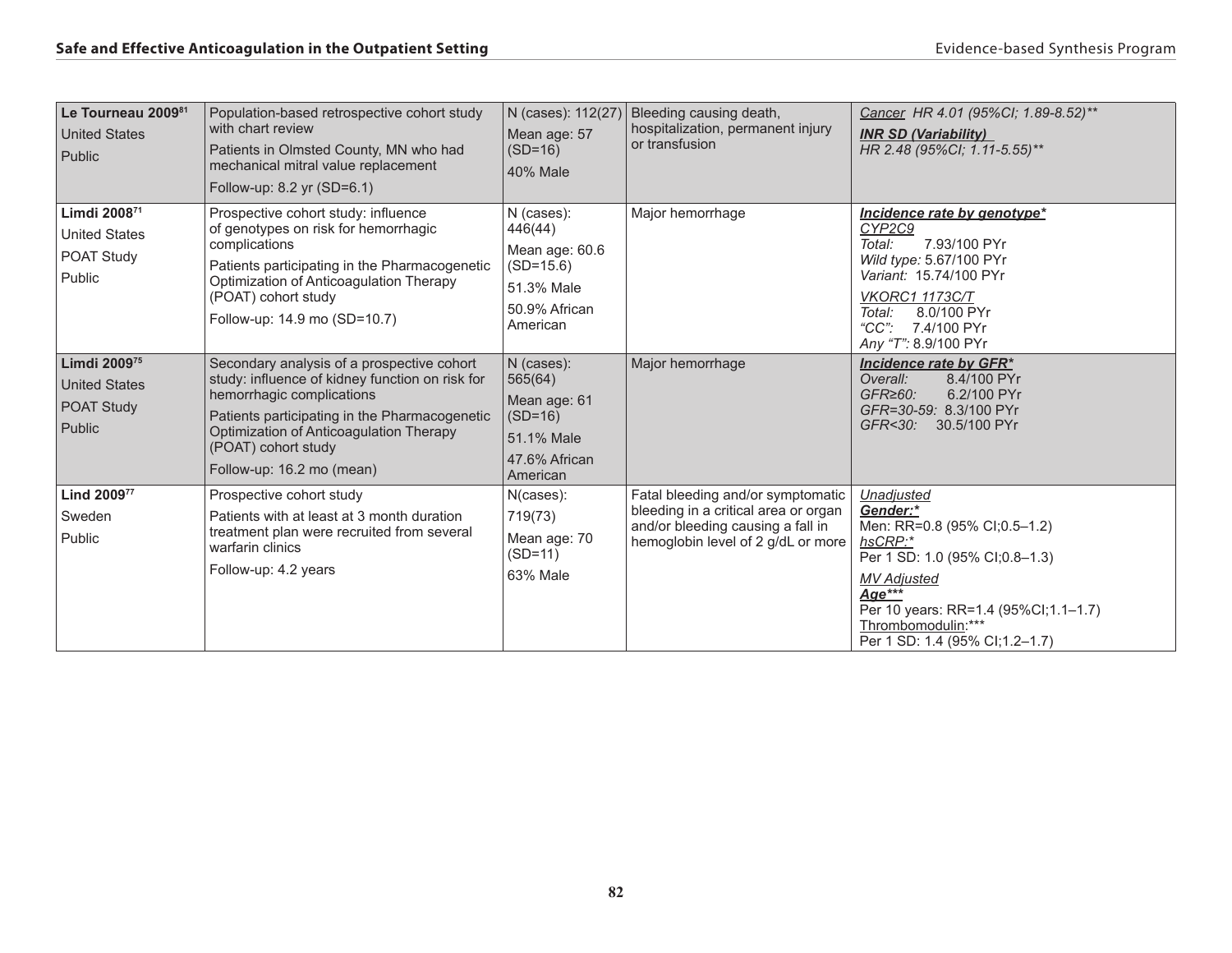| | | | | |
|---|---|---|---|---|
| **Le Tourneau 2009**[81]<br>United States<br>Public | Population-based retrospective cohort study with chart review<br>Patients in Olmsted County, MN who had mechanical mitral value replacement<br>Follow-up: 8.2 yr (SD=6.1) | N (cases): 112(27)<br>Mean age: 57 (SD=16)<br>40% Male | Bleeding causing death, hospitalization, permanent injury or transfusion | *Cancer* *HR 4.01 (95%CI; 1.89-8.52)***<br>***INR SD (Variability)***<br>*HR 2.48 (95%CI; 1.11-5.55)*** |
| **Limdi 2008**[71]<br>United States<br>POAT Study<br>Public | Prospective cohort study: influence of genotypes on risk for hemorrhagic complications<br>Patients participating in the Pharmacogenetic Optimization of Anticoagulation Therapy (POAT) cohort study<br>Follow-up: 14.9 mo (SD=10.7) | N (cases): 446(44)<br>Mean age: 60.6 (SD=15.6)<br>51.3% Male<br>50.9% African American | Major hemorrhage | ***Incidence rate by genotype****<br>*CYP2C9*<br>*Total:* 7.93/100 PYr<br>*Wild type:* 5.67/100 PYr<br>*Variant:* 15.74/100 PYr<br>*VKORC1 1173C/T*<br>*Total:* 8.0/100 PYr<br>*"CC":* 7.4/100 PYr<br>*Any "T":* 8.9/100 PYr |
| **Limdi 2009**[75]<br>United States<br>POAT Study<br>Public | Secondary analysis of a prospective cohort study: influence of kidney function on risk for hemorrhagic complications<br>Patients participating in the Pharmacogenetic Optimization of Anticoagulation Therapy (POAT) cohort study<br>Follow-up: 16.2 mo (mean) | N (cases): 565(64)<br>Mean age: 61 (SD=16)<br>51.1% Male<br>47.6% African American | Major hemorrhage | ***Incidence rate by GFR****<br>*Overall:* 8.4/100 PYr<br>*GFR≥60:* 6.2/100 PYr<br>*GFR=30-59:* 8.3/100 PYr<br>*GFR<30:* 30.5/100 PYr |
| **Lind 2009**[77]<br>Sweden<br>Public | Prospective cohort study<br>Patients with at least at 3 month duration treatment plan were recruited from several warfarin clinics<br>Follow-up: 4.2 years | N(cases):<br>719(73)<br>Mean age: 70 (SD=11)<br>63% Male | Fatal bleeding and/or symptomatic bleeding in a critical area or organ and/or bleeding causing a fall in hemoglobin level of 2 g/dL or more | *Unadjusted*<br>***Gender:****<br>Men: RR=0.8 (95% CI;0.5–1.2)<br>*hsCRP:**<br>Per 1 SD: 1.0 (95% CI;0.8–1.3)<br>*MV Adjusted*<br>***Age*****<br>Per 10 years: RR=1.4 (95%CI;1.1–1.7)<br>Thrombomodulin:***<br>Per 1 SD: 1.4 (95% CI;1.2–1.7) |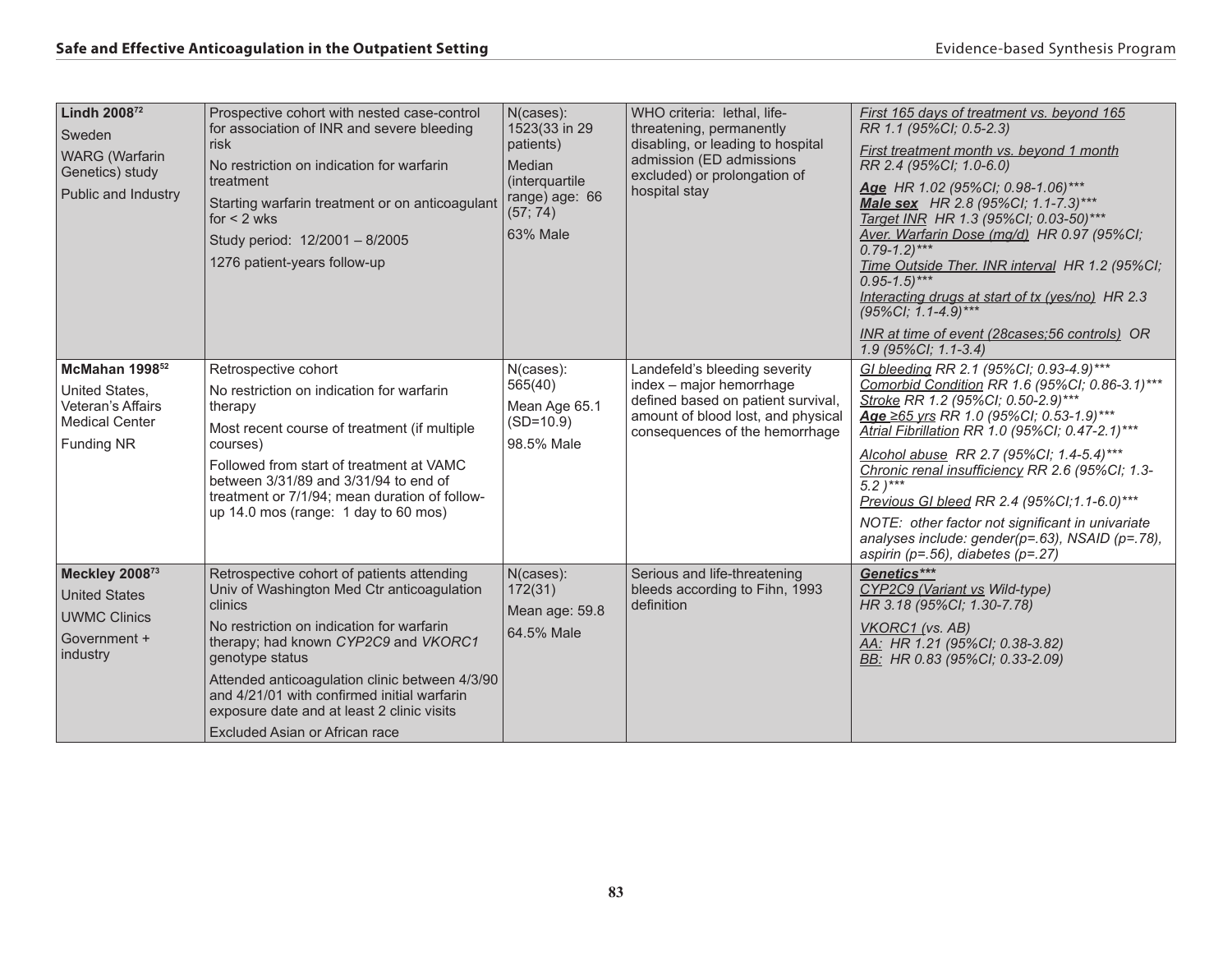| | | | | |
|---|---|---|---|---|
| **Lindh 2008**[72]<br>Sweden<br>WARG (Warfarin Genetics) study<br>Public and Industry | Prospective cohort with nested case-control for association of INR and severe bleeding risk<br>No restriction on indication for warfarin treatment<br>Starting warfarin treatment or on anticoagulant for < 2 wks<br>Study period: 12/2001 – 8/2005<br>1276 patient-years follow-up | N(cases): 1523(33 in 29 patients)<br>Median (interquartile range) age: 66 (57; 74)<br>63% Male | WHO criteria: lethal, life-threatening, permanently disabling, or leading to hospital admission (ED admissions excluded) or prolongation of hospital stay | *First 165 days of treatment vs. beyond 165* *RR 1.1 (95%CI; 0.5-2.3)*<br>*First treatment month vs. beyond 1 month* *RR 2.4 (95%CI; 1.0-6.0)*<br>***Age*** *HR 1.02 (95%CI; 0.98-1.06)****<br>***Male sex*** *HR 2.8 (95%CI; 1.1-7.3)****<br>*Target INR HR 1.3 (95%CI; 0.03-50)****<br>*Aver. Warfarin Dose (mg/d) HR 0.97 (95%CI; 0.79-1.2)****<br>*Time Outside Ther. INR interval HR 1.2 (95%CI; 0.95-1.5)****<br>*Interacting drugs at start of tx (yes/no) HR 2.3 (95%CI; 1.1-4.9)****<br>*INR at time of event (28cases;56 controls) OR 1.9 (95%CI; 1.1-3.4)* |
| **McMahan 1998**[52]<br>United States, Veteran's Affairs Medical Center<br>Funding NR | Retrospective cohort<br>No restriction on indication for warfarin therapy<br>Most recent course of treatment (if multiple courses)<br>Followed from start of treatment at VAMC between 3/31/89 and 3/31/94 to end of treatment or 7/1/94; mean duration of follow-up 14.0 mos (range: 1 day to 60 mos) | N(cases): 565(40)<br>Mean Age 65.1 (SD=10.9)<br>98.5% Male | Landefeld's bleeding severity index – major hemorrhage defined based on patient survival, amount of blood lost, and physical consequences of the hemorrhage | *GI bleeding RR 2.1 (95%CI; 0.93-4.9)****<br>*Comorbid Condition RR 1.6 (95%CI; 0.86-3.1)****<br>*Stroke RR 1.2 (95%CI; 0.50-2.9)****<br>***Age*** *≥65 yrs RR 1.0 (95%CI; 0.53-1.9)****<br>*Atrial Fibrillation RR 1.0 (95%CI; 0.47-2.1)****<br>*Alcohol abuse RR 2.7 (95%CI; 1.4-5.4)****<br>*Chronic renal insufficiency RR 2.6 (95%CI; 1.3-5.2 )****<br>*Previous GI bleed RR 2.4 (95%CI;1.1-6.0)****<br>*NOTE: other factor not significant in univariate analyses include: gender(p=.63), NSAID (p=.78), aspirin (p=.56), diabetes (p=.27)* |
| **Meckley 2008**[73]<br>United States<br>UWMC Clinics<br>Government + industry | Retrospective cohort of patients attending Univ of Washington Med Ctr anticoagulation clinics<br>No restriction on indication for warfarin therapy; had known *CYP2C9* and *VKORC1* genotype status<br>Attended anticoagulation clinic between 4/3/90 and 4/21/01 with confirmed initial warfarin exposure date and at least 2 clinic visits<br>Excluded Asian or African race | N(cases): 172(31)<br>Mean age: 59.8<br>64.5% Male | Serious and life-threatening bleeds according to Fihn, 1993 definition | ***Genetics****** <br>*CYP2C9 (Variant vs Wild-type)* *HR 3.18 (95%CI; 1.30-7.78)*<br>*VKORC1 (vs. AB)*<br>*AA: HR 1.21 (95%CI; 0.38-3.82)*<br>*BB: HR 0.83 (95%CI; 0.33-2.09)* |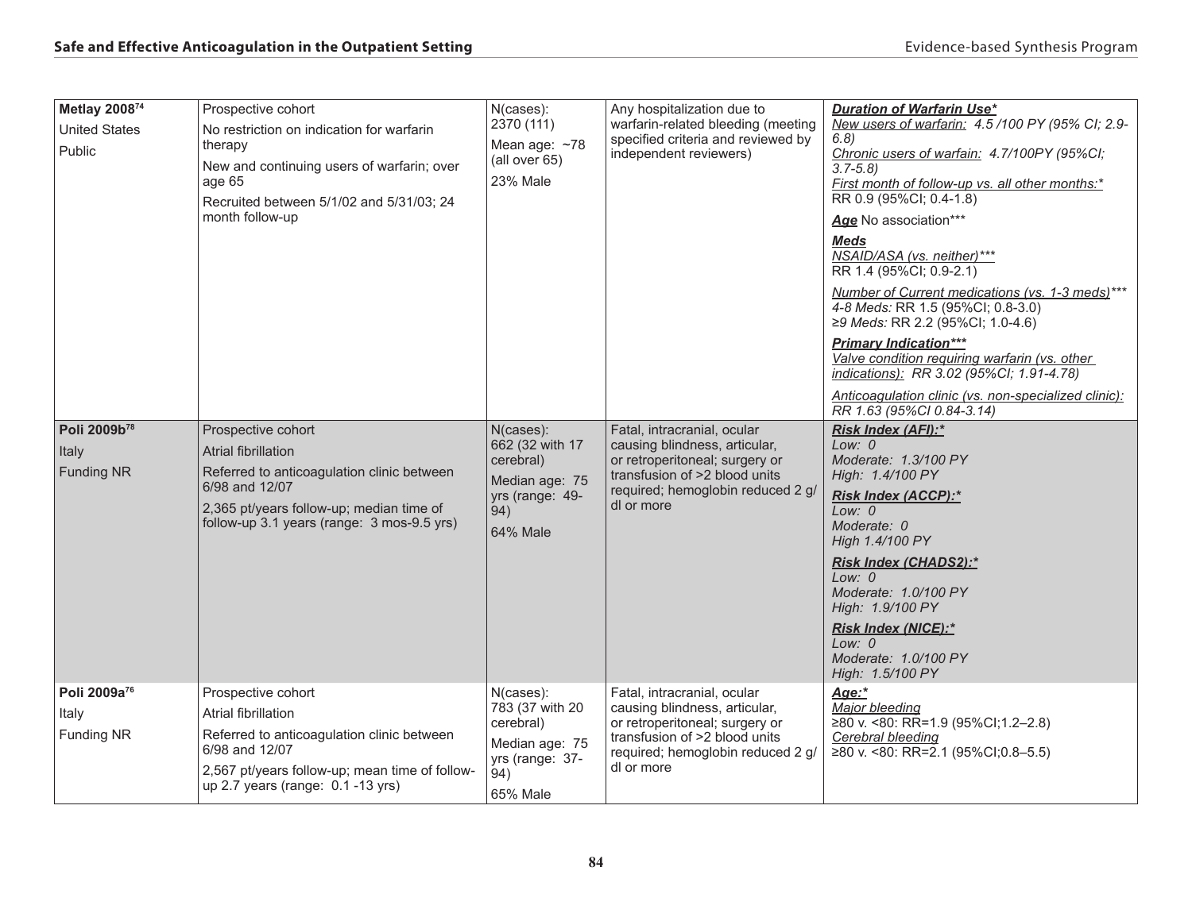| | | | | |
|---|---|---|---|---|
| **Metlay 2008**[74]<br>United States<br>Public | Prospective cohort<br>No restriction on indication for warfarin therapy<br>New and continuing users of warfarin; over age 65<br>Recruited between 5/1/02 and 5/31/03; 24 month follow-up | N(cases):<br>2370 (111)<br>Mean age: ~78 (all over 65)<br>23% Male | Any hospitalization due to warfarin-related bleeding (meeting specified criteria and reviewed by independent reviewers) | ***Duration of Warfarin Use****<br>*New users of warfarin: 4.5 /100 PY (95% CI; 2.9-6.8)*<br>*Chronic users of warfarin: 4.7/100PY (95%CI; 3.7-5.8)*<br>*First month of follow-up vs. all other months:**<br>RR 0.9 (95%CI; 0.4-1.8)<br>***Age*** No association***<br>***Meds***<br>*NSAID/ASA (vs. neither)****<br>RR 1.4 (95%CI; 0.9-2.1)<br>*Number of Current medications (vs. 1-3 meds)****<br>*4-8 Meds:* RR 1.5 (95%CI; 0.8-3.0)<br>*≥9 Meds:* RR 2.2 (95%CI; 1.0-4.6)<br>***Primary Indication*****<br>*Valve condition requiring warfarin (vs. other indications): RR 3.02 (95%CI; 1.91-4.78)*<br>*Anticoagulation clinic (vs. non-specialized clinic): RR 1.63 (95%CI 0.84-3.14)* |
| **Poli 2009b**[78]<br>Italy<br>Funding NR | Prospective cohort<br>Atrial fibrillation<br>Referred to anticoagulation clinic between 6/98 and 12/07<br>2,365 pt/years follow-up; median time of follow-up 3.1 years (range: 3 mos-9.5 yrs) | N(cases):<br>662 (32 with 17 cerebral)<br>Median age: 75 yrs (range: 49-94)<br>64% Male | Fatal, intracranial, ocular causing blindness, articular, or retroperitoneal; surgery or transfusion of >2 blood units required; hemoglobin reduced 2 g/dl or more | ***Risk Index (AFI):****<br>*Low: 0*<br>*Moderate: 1.3/100 PY*<br>*High: 1.4/100 PY*<br>***Risk Index (ACCP):****<br>*Low: 0*<br>*Moderate: 0*<br>*High 1.4/100 PY*<br>***Risk Index (CHADS2):****<br>*Low: 0*<br>*Moderate: 1.0/100 PY*<br>*High: 1.9/100 PY*<br>***Risk Index (NICE):****<br>*Low: 0*<br>*Moderate: 1.0/100 PY*<br>*High: 1.5/100 PY* |
| **Poli 2009a**[76]<br>Italy<br>Funding NR | Prospective cohort<br>Atrial fibrillation<br>Referred to anticoagulation clinic between 6/98 and 12/07<br>2,567 pt/years follow-up; mean time of follow-up 2.7 years (range: 0.1 -13 yrs) | N(cases):<br>783 (37 with 20 cerebral)<br>Median age: 75 yrs (range: 37-94)<br>65% Male | Fatal, intracranial, ocular causing blindness, articular, or retroperitoneal; surgery or transfusion of >2 blood units required; hemoglobin reduced 2 g/dl or more | ***Age:****<br>*Major bleeding*<br>≥80 v. <80: RR=1.9 (95%CI;1.2–2.8)<br>*Cerebral bleeding*<br>≥80 v. <80: RR=2.1 (95%CI;0.8–5.5) |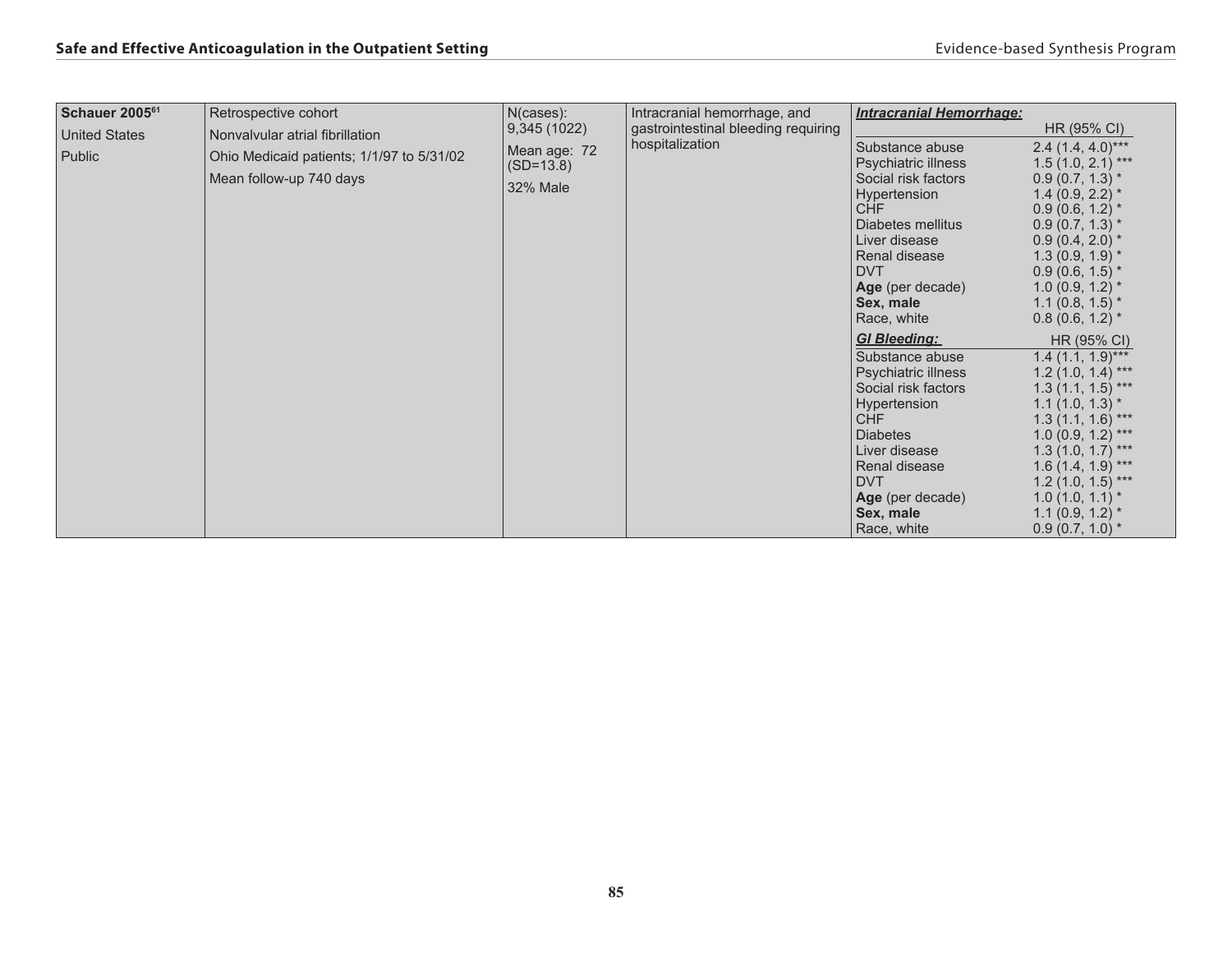| | | | | |
|---|---|---|---|---|
| **Schauer 2005**[61]<br>United States<br>Public | Retrospective cohort<br>Nonvalvular atrial fibrillation<br>Ohio Medicaid patients; 1/1/97 to 5/31/02<br>Mean follow-up 740 days | N(cases):<br>9,345 (1022)<br>Mean age: 72 (SD=13.8)<br>32% Male | Intracranial hemorrhage, and gastrointestinal bleeding requiring hospitalization | ***Intracranial Hemorrhage:*** HR (95% CI)<br>Substance abuse 2.4 (1.4, 4.0)***<br>Psychiatric illness 1.5 (1.0, 2.1) ***<br>Social risk factors 0.9 (0.7, 1.3) *<br>Hypertension 1.4 (0.9, 2.2) *<br>CHF 0.9 (0.6, 1.2) *<br>Diabetes mellitus 0.9 (0.7, 1.3) *<br>Liver disease 0.9 (0.4, 2.0) *<br>Renal disease 1.3 (0.9, 1.9) *<br>DVT 0.9 (0.6, 1.5) *<br>**Age** (per decade) 1.0 (0.9, 1.2) *<br>**Sex, male** 1.1 (0.8, 1.5) *<br>Race, white 0.8 (0.6, 1.2) *<br>***GI Bleeding:*** HR (95% CI)<br>Substance abuse 1.4 (1.1, 1.9)***<br>Psychiatric illness 1.2 (1.0, 1.4) ***<br>Social risk factors 1.3 (1.1, 1.5) ***<br>Hypertension 1.1 (1.0, 1.3) *<br>CHF 1.3 (1.1, 1.6) ***<br>Diabetes 1.0 (0.9, 1.2) ***<br>Liver disease 1.3 (1.0, 1.7) ***<br>Renal disease 1.6 (1.4, 1.9) ***<br>DVT 1.2 (1.0, 1.5) ***<br>**Age** (per decade) 1.0 (1.0, 1.1) *<br>**Sex, male** 1.1 (0.9, 1.2) *<br>Race, white 0.9 (0.7, 1.0) * |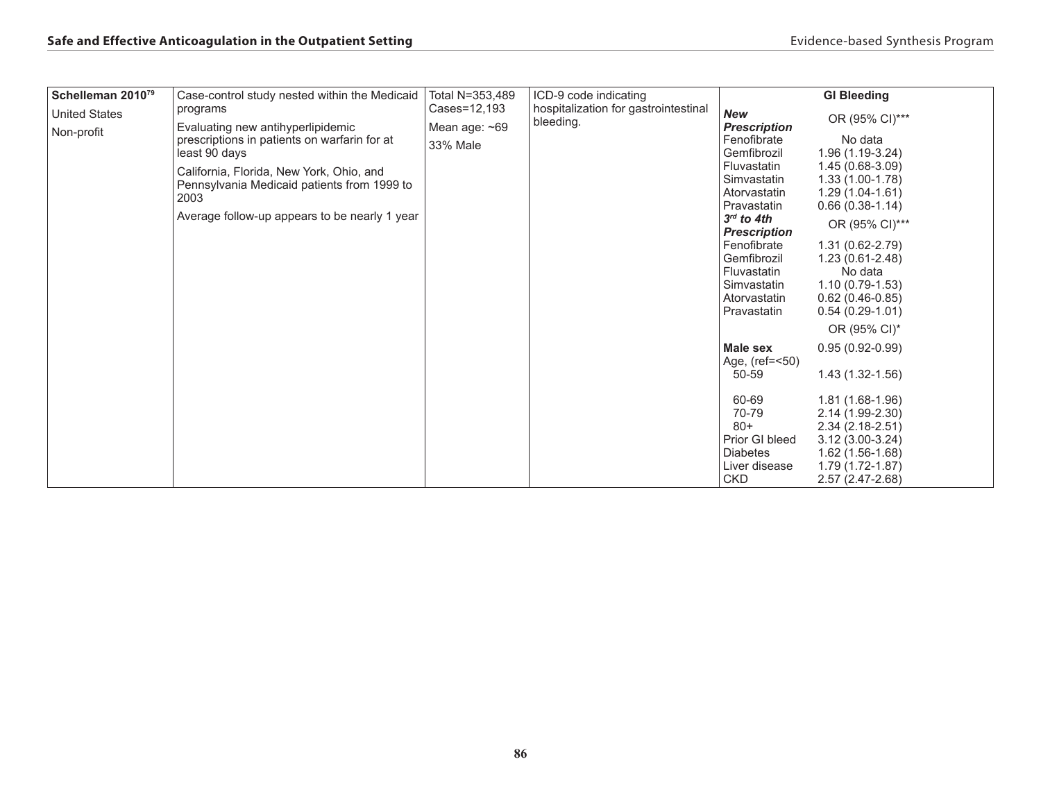| Schelleman 2010[79] United States Non-profit | Case-control study nested within the Medicaid programs Evaluating new antihyperlipidemic prescriptions in patients on warfarin for at least 90 days California, Florida, New York, Ohio, and Pennsylvania Medicaid patients from 1999 to 2003 Average follow-up appears to be nearly 1 year | Total N=353,489 Cases=12,193 Mean age: ~69 33% Male | ICD-9 code indicating hospitalization for gastrointestinal bleeding. | **GI Bleeding** | |
|---|---|---|---|---|---|
| | | | | ***New Prescription*** | OR (95% CI)*** |
| | | | | Fenofibrate | No data |
| | | | | Gemfibrozil | 1.96 (1.19-3.24) |
| | | | | Fluvastatin | 1.45 (0.68-3.09) |
| | | | | Simvastatin | 1.33 (1.00-1.78) |
| | | | | Atorvastatin | 1.29 (1.04-1.61) |
| | | | | Pravastatin | 0.66 (0.38-1.14) |
| | | | | ***3rd to 4th Prescription*** | OR (95% CI)*** |
| | | | | Fenofibrate | 1.31 (0.62-2.79) |
| | | | | Gemfibrozil | 1.23 (0.61-2.48) |
| | | | | Fluvastatin | No data |
| | | | | Simvastatin | 1.10 (0.79-1.53) |
| | | | | Atorvastatin | 0.62 (0.46-0.85) |
| | | | | Pravastatin | 0.54 (0.29-1.01) |
| | | | | | OR (95% CI)* |
| | | | | **Male sex** | 0.95 (0.92-0.99) |
| | | | | Age, (ref=<50) | |
| | | | | 50-59 | 1.43 (1.32-1.56) |
| | | | | 60-69 | 1.81 (1.68-1.96) |
| | | | | 70-79 | 2.14 (1.99-2.30) |
| | | | | 80+ | 2.34 (2.18-2.51) |
| | | | | Prior GI bleed | 3.12 (3.00-3.24) |
| | | | | Diabetes | 1.62 (1.56-1.68) |
| | | | | Liver disease | 1.79 (1.72-1.87) |
| | | | | CKD | 2.57 (2.47-2.68) |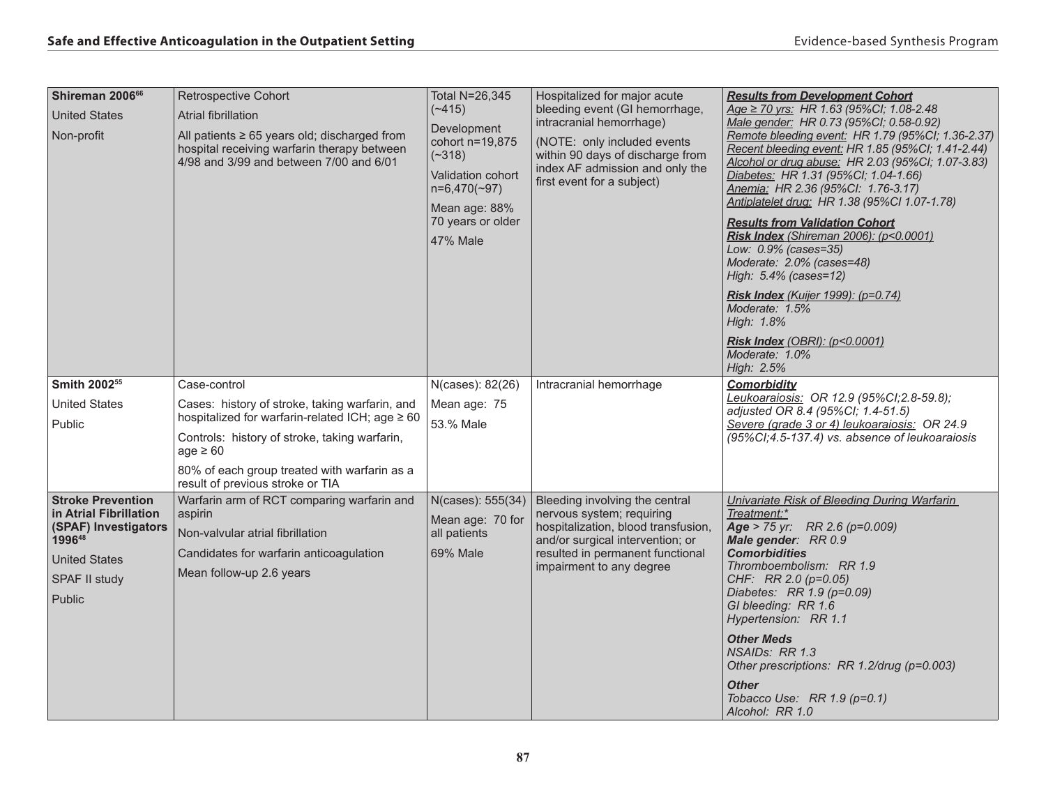| | | | | |
|---|---|---|---|---|
| **Shireman 2006**[66]<br>United States<br>Non-profit | Retrospective Cohort<br>Atrial fibrillation<br>All patients ≥ 65 years old; discharged from hospital receiving warfarin therapy between 4/98 and 3/99 and between 7/00 and 6/01 | Total N=26,345 (~415)<br>Development cohort n=19,875 (~318)<br>Validation cohort n=6,470(~97)<br>Mean age: 88% 70 years or older<br>47% Male | Hospitalized for major acute bleeding event (GI hemorrhage, intracranial hemorrhage)<br>(NOTE: only included events within 90 days of discharge from index AF admission and only the first event for a subject) | ***Results from Development Cohort***<br>*Age ≥ 70 yrs: HR 1.63 (95%CI; 1.08-2.48*<br>*Male gender: HR 0.73 (95%CI; 0.58-0.92)*<br>*Remote bleeding event: HR 1.79 (95%CI; 1.36-2.37)*<br>*Recent bleeding event: HR 1.85 (95%CI; 1.41-2.44)*<br>*Alcohol or drug abuse: HR 2.03 (95%CI; 1.07-3.83)*<br>*Diabetes: HR 1.31 (95%CI; 1.04-1.66)*<br>*Anemia: HR 2.36 (95%CI: 1.76-3.17)*<br>*Antiplatelet drug: HR 1.38 (95%CI 1.07-1.78)*<br>***Results from Validation Cohort***<br>***Risk Index** (Shireman 2006): (p<0.0001)*<br>*Low: 0.9% (cases=35)*<br>*Moderate: 2.0% (cases=48)*<br>*High: 5.4% (cases=12)*<br>***Risk Index** (Kuijer 1999): (p=0.74)*<br>*Moderate: 1.5%*<br>*High: 1.8%*<br>***Risk Index** (OBRI): (p<0.0001)*<br>*Moderate: 1.0%*<br>*High: 2.5%* |
| **Smith 2002**[55]<br>United States<br>Public | Case-control<br>Cases: history of stroke, taking warfarin, and hospitalized for warfarin-related ICH; age ≥ 60<br>Controls: history of stroke, taking warfarin, age ≥ 60<br>80% of each group treated with warfarin as a result of previous stroke or TIA | N(cases): 82(26)<br>Mean age: 75<br>53.% Male | Intracranial hemorrhage | ***Comorbidity***<br>*Leukoaraiosis: OR 12.9 (95%CI;2.8-59.8); adjusted OR 8.4 (95%CI; 1.4-51.5)*<br>*Severe (grade 3 or 4) leukoaraiosis: OR 24.9 (95%CI;4.5-137.4) vs. absence of leukoaraiosis* |
| **Stroke Prevention in Atrial Fibrillation (SPAF) Investigators 1996**[48]<br>United States<br>SPAF II study<br>Public | Warfarin arm of RCT comparing warfarin and aspirin<br>Non-valvular atrial fibrillation<br>Candidates for warfarin anticoagulation<br>Mean follow-up 2.6 years | N(cases): 555(34)<br>Mean age: 70 for all patients<br>69% Male | Bleeding involving the central nervous system; requiring hospitalization, blood transfusion, and/or surgical intervention; or resulted in permanent functional impairment to any degree | *Univariate Risk of Bleeding During Warfarin Treatment:**<br>***Age** > 75 yr: RR 2.6 (p=0.009)*<br>***Male gender**: RR 0.9*<br>***Comorbidities***<br>*Thromboembolism: RR 1.9*<br>*CHF: RR 2.0 (p=0.05)*<br>*Diabetes: RR 1.9 (p=0.09)*<br>*GI bleeding: RR 1.6*<br>*Hypertension: RR 1.1*<br>***Other Meds***<br>*NSAIDs: RR 1.3*<br>*Other prescriptions: RR 1.2/drug (p=0.003)*<br>***Other***<br>*Tobacco Use: RR 1.9 (p=0.1)*<br>*Alcohol: RR 1.0* |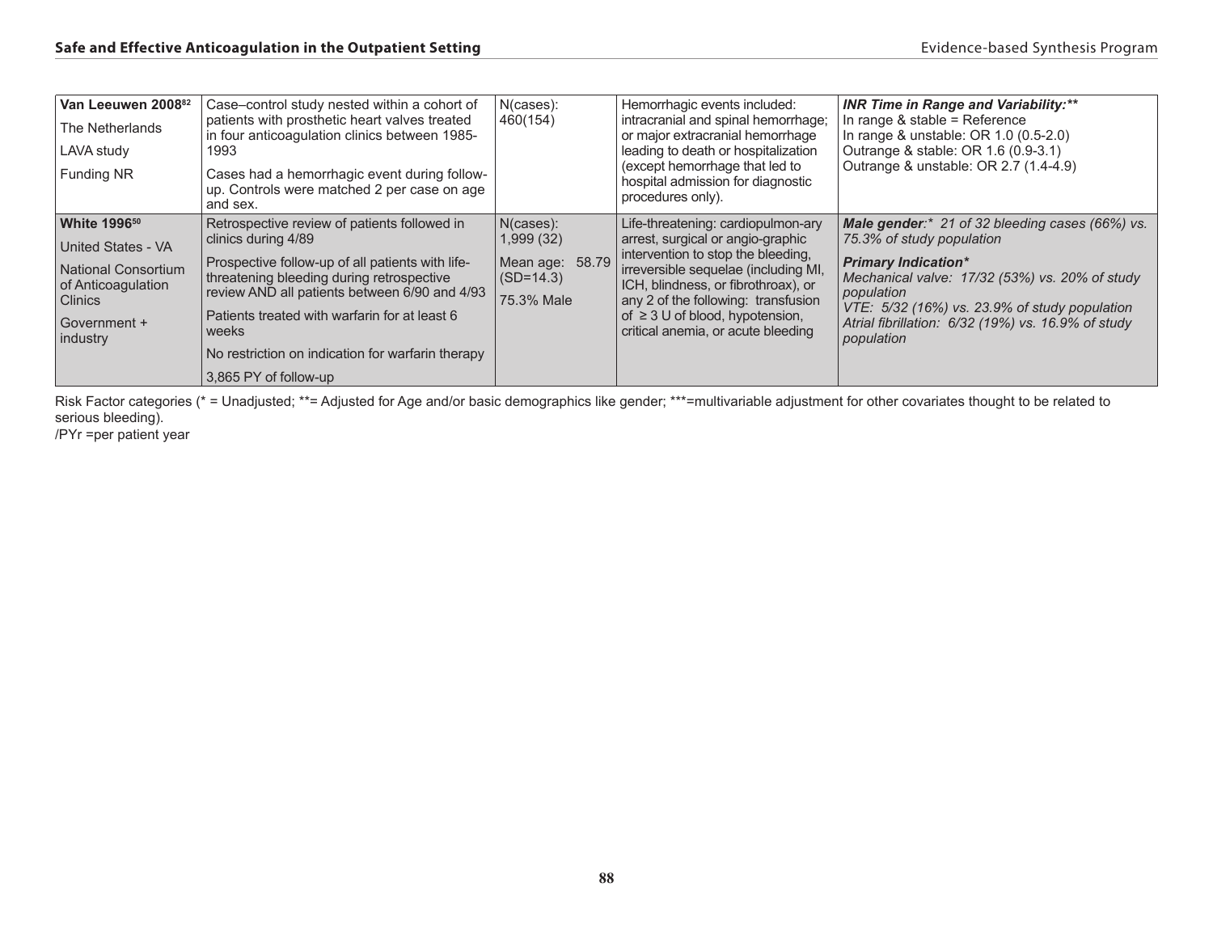| | | | | |
|---|---|---|---|---|
| **Van Leeuwen 2008**[82]<br>The Netherlands<br>LAVA study<br>Funding NR | Case–control study nested within a cohort of patients with prosthetic heart valves treated in four anticoagulation clinics between 1985-1993<br>Cases had a hemorrhagic event during follow-up. Controls were matched 2 per case on age and sex. | N(cases):<br>460(154) | Hemorrhagic events included: intracranial and spinal hemorrhage; or major extracranial hemorrhage leading to death or hospitalization (except hemorrhage that led to hospital admission for diagnostic procedures only). | ***INR Time in Range and Variability:\*\****<br>In range & stable = Reference<br>In range & unstable: OR 1.0 (0.5-2.0)<br>Outrange & stable: OR 1.6 (0.9-3.1)<br>Outrange & unstable: OR 2.7 (1.4-4.9) |
| **White 1996**[50]<br>United States - VA<br>National Consortium of Anticoagulation Clinics<br>Government + industry | Retrospective review of patients followed in clinics during 4/89<br>Prospective follow-up of all patients with life-threatening bleeding during retrospective review AND all patients between 6/90 and 4/93<br>Patients treated with warfarin for at least 6 weeks<br>No restriction on indication for warfarin therapy<br>3,865 PY of follow-up | N(cases):<br>1,999 (32)<br>Mean age: 58.79 (SD=14.3)<br>75.3% Male | Life-threatening: cardiopulmon-ary arrest, surgical or angio-graphic intervention to stop the bleeding, irreversible sequelae (including MI, ICH, blindness, or fibrothroax), or any 2 of the following: transfusion of ≥ 3 U of blood, hypotension, critical anemia, or acute bleeding | ***Male gender**:\* 21 of 32 bleeding cases (66%) vs. 75.3% of study population*<br>***Primary Indication\****<br>*Mechanical valve: 17/32 (53%) vs. 20% of study population*<br>*VTE: 5/32 (16%) vs. 23.9% of study population*<br>*Atrial fibrillation: 6/32 (19%) vs. 16.9% of study population* |

Risk Factor categories (* = Unadjusted; **= Adjusted for Age and/or basic demographics like gender; ***=multivariable adjustment for other covariates thought to be related to serious bleeding).
/PYr =per patient year